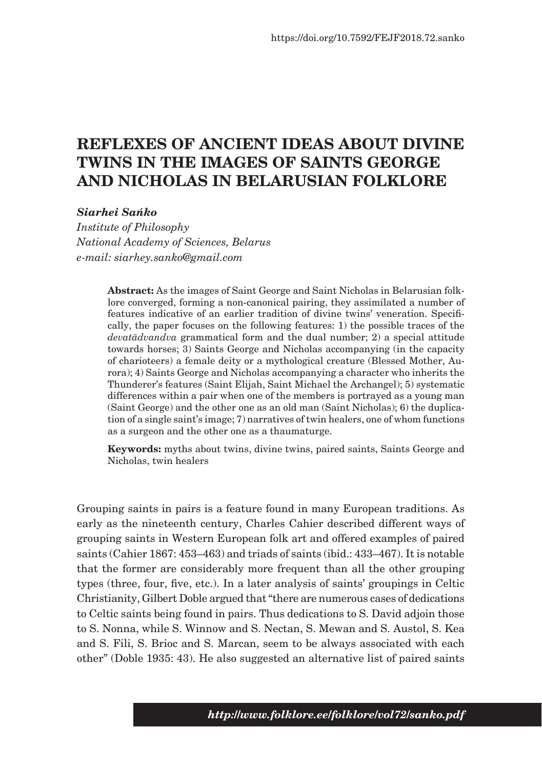https://doi.org/10.7592/FEJF2018.72.sanko

# REFLEXES OF ANCIENT IDEAS ABOUT DIVINE TWINS IN THE IMAGES OF SAINTS GEORGE AND NICHOLAS IN BELARUSIAN FOLKLORE

***Siarhei Sańko***
*Institute of Philosophy*
*National Academy of Sciences, Belarus*
*e-mail: siarhey.sanko@gmail.com*

**Abstract:** As the images of Saint George and Saint Nicholas in Belarusian folklore converged, forming a non-canonical pairing, they assimilated a number of features indicative of an earlier tradition of divine twins' veneration. Specifically, the paper focuses on the following features: 1) the possible traces of the *devatādvandva* grammatical form and the dual number; 2) a special attitude towards horses; 3) Saints George and Nicholas accompanying (in the capacity of charioteers) a female deity or a mythological creature (Blessed Mother, Aurora); 4) Saints George and Nicholas accompanying a character who inherits the Thunderer's features (Saint Elijah, Saint Michael the Archangel); 5) systematic differences within a pair when one of the members is portrayed as a young man (Saint George) and the other one as an old man (Saint Nicholas); 6) the duplication of a single saint's image; 7) narratives of twin healers, one of whom functions as a surgeon and the other one as a thaumaturge.

**Keywords:** myths about twins, divine twins, paired saints, Saints George and Nicholas, twin healers

Grouping saints in pairs is a feature found in many European traditions. As early as the nineteenth century, Charles Cahier described different ways of grouping saints in Western European folk art and offered examples of paired saints (Cahier 1867: 453–463) and triads of saints (ibid.: 433–467). It is notable that the former are considerably more frequent than all the other grouping types (three, four, five, etc.). In a later analysis of saints' groupings in Celtic Christianity, Gilbert Doble argued that "there are numerous cases of dedications to Celtic saints being found in pairs. Thus dedications to S. David adjoin those to S. Nonna, while S. Winnow and S. Nectan, S. Mewan and S. Austol, S. Kea and S. Fili, S. Brioc and S. Marcan, seem to be always associated with each other" (Doble 1935: 43). He also suggested an alternative list of paired saints

***http://www.folklore.ee/folklore/vol72/sanko.pdf***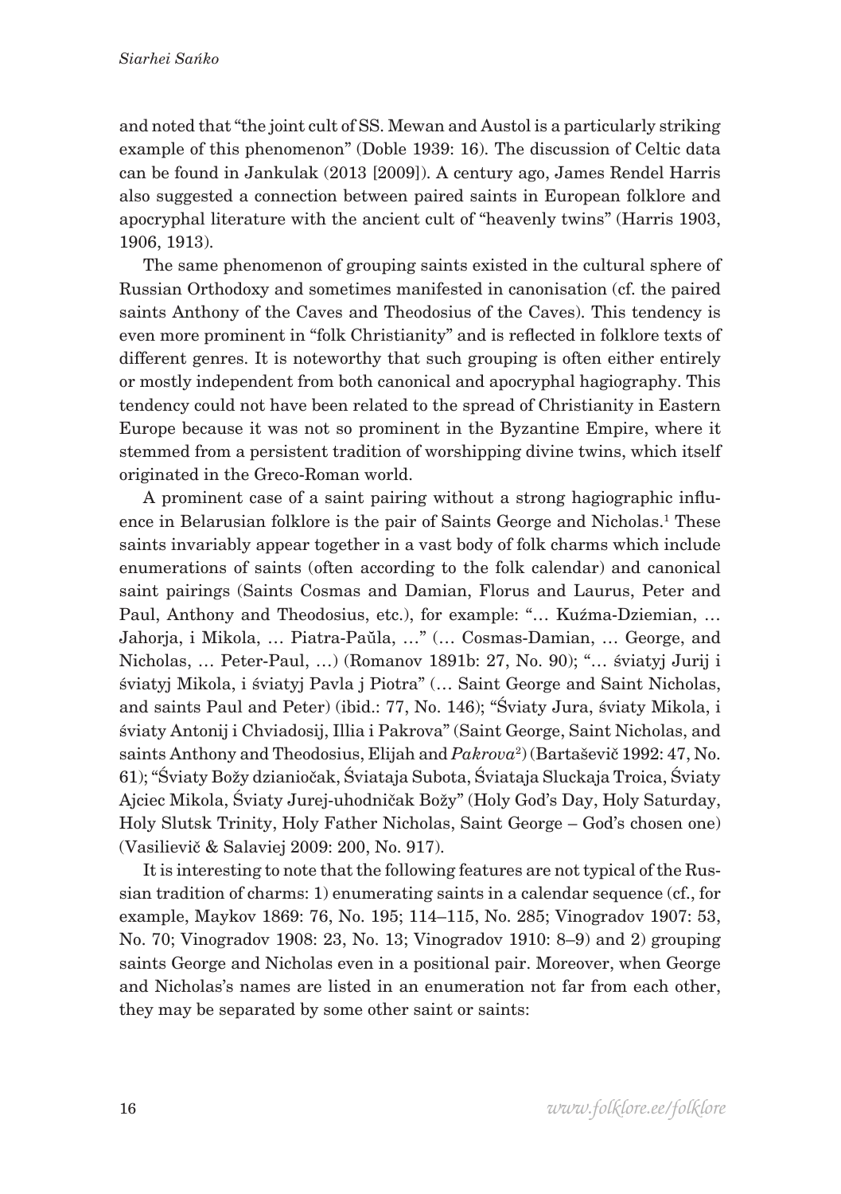and noted that "the joint cult of SS. Mewan and Austol is a particularly striking example of this phenomenon" (Doble 1939: 16). The discussion of Celtic data can be found in Jankulak (2013 [2009]). A century ago, James Rendel Harris also suggested a connection between paired saints in European folklore and apocryphal literature with the ancient cult of "heavenly twins" (Harris 1903, 1906, 1913).

The same phenomenon of grouping saints existed in the cultural sphere of Russian Orthodoxy and sometimes manifested in canonisation (cf. the paired saints Anthony of the Caves and Theodosius of the Caves). This tendency is even more prominent in "folk Christianity" and is reflected in folklore texts of different genres. It is noteworthy that such grouping is often either entirely or mostly independent from both canonical and apocryphal hagiography. This tendency could not have been related to the spread of Christianity in Eastern Europe because it was not so prominent in the Byzantine Empire, where it stemmed from a persistent tradition of worshipping divine twins, which itself originated in the Greco-Roman world.

A prominent case of a saint pairing without a strong hagiographic influence in Belarusian folklore is the pair of Saints George and Nicholas.[1] These saints invariably appear together in a vast body of folk charms which include enumerations of saints (often according to the folk calendar) and canonical saint pairings (Saints Cosmas and Damian, Florus and Laurus, Peter and Paul, Anthony and Theodosius, etc.), for example: "… Kuźma-Dziemian, … Jahorja, i Mikola, … Piatra-Paŭla, …" (… Cosmas-Damian, … George, and Nicholas, … Peter-Paul, …) (Romanov 1891b: 27, No. 90); "… śviatyj Jurij i śviatyj Mikola, i śviatyj Pavla j Piotra" (… Saint George and Saint Nicholas, and saints Paul and Peter) (ibid.: 77, No. 146); "Śviaty Jura, śviaty Mikola, i śviaty Antonij i Chviadosij, Illia i Pakrova" (Saint George, Saint Nicholas, and saints Anthony and Theodosius, Elijah and *Pakrova*[2]) (Bartaševič 1992: 47, No. 61); "Śviaty Božy dzianiočak, Śviataja Subota, Śviataja Sluckaja Troica, Śviaty Ajciec Mikola, Śviaty Jurej-uhodničak Božy" (Holy God's Day, Holy Saturday, Holy Slutsk Trinity, Holy Father Nicholas, Saint George – God's chosen one) (Vasilievič & Salaviej 2009: 200, No. 917).

It is interesting to note that the following features are not typical of the Russian tradition of charms: 1) enumerating saints in a calendar sequence (cf., for example, Maykov 1869: 76, No. 195; 114–115, No. 285; Vinogradov 1907: 53, No. 70; Vinogradov 1908: 23, No. 13; Vinogradov 1910: 8–9) and 2) grouping saints George and Nicholas even in a positional pair. Moreover, when George and Nicholas's names are listed in an enumeration not far from each other, they may be separated by some other saint or saints: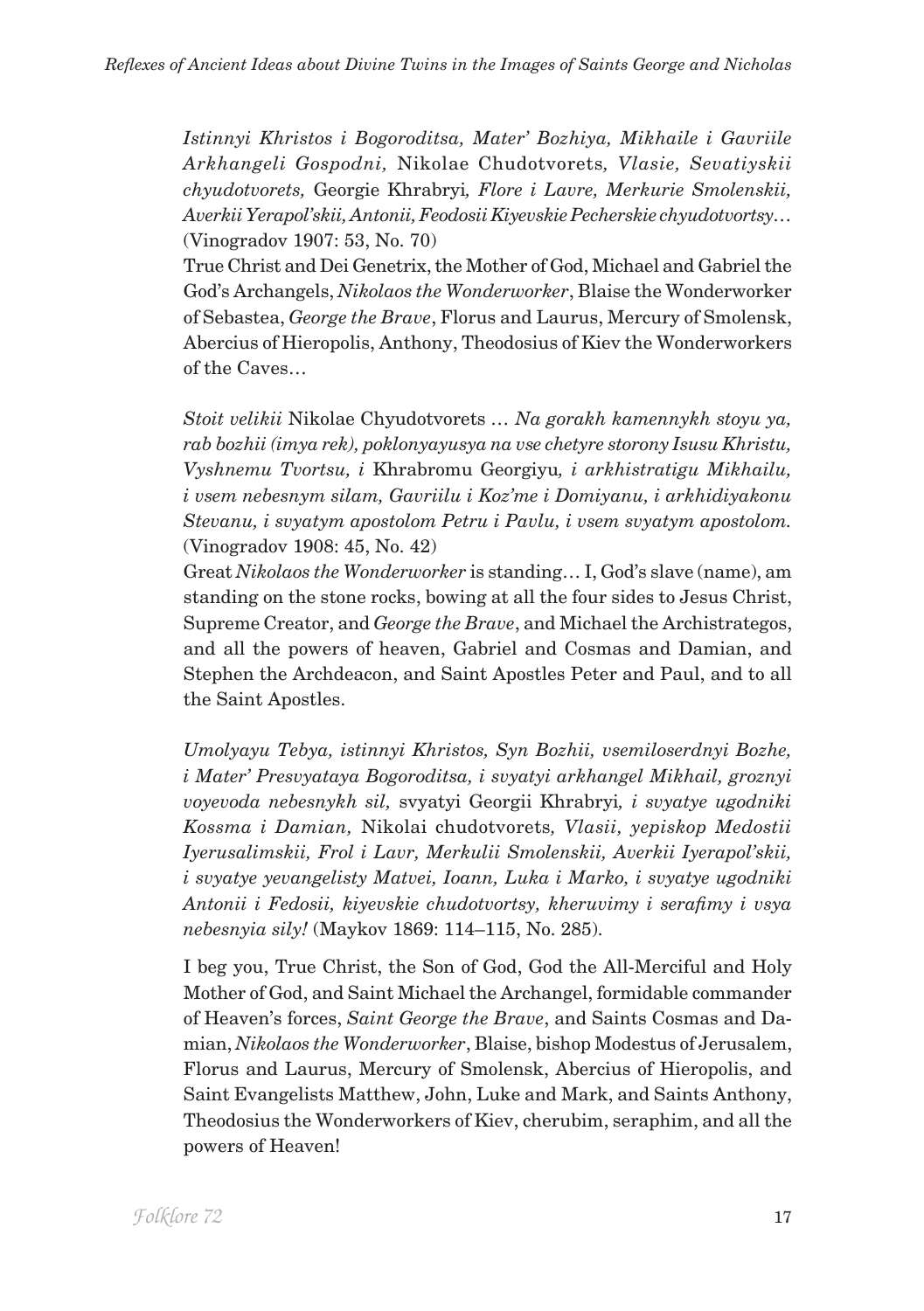*Istinnyi Khristos i Bogoroditsa, Mater' Bozhiya, Mikhaile i Gavriile Arkhangeli Gospodni,* Nikolae Chudotvorets*, Vlasie, Sevatiyskii chyudotvorets,* Georgie Khrabryi*, Flore i Lavre, Merkurie Smolenskii, Averkii Yerapol'skii, Antonii, Feodosii Kiyevskie Pecherskie chyudotvortsy…* (Vinogradov 1907: 53, No. 70)

True Christ and Dei Genetrix, the Mother of God, Michael and Gabriel the God's Archangels, *Nikolaos the Wonderworker*, Blaise the Wonderworker of Sebastea, *George the Brave*, Florus and Laurus, Mercury of Smolensk, Abercius of Hieropolis, Anthony, Theodosius of Kiev the Wonderworkers of the Caves…

*Stoit velikii* Nikolae Chyudotvorets … *Na gorakh kamennykh stoyu ya, rab bozhii (imya rek), poklonyayusya na vse chetyre storony Isusu Khristu, Vyshnemu Tvortsu, i* Khrabromu Georgiyu*, i arkhistratigu Mikhailu, i vsem nebesnym silam, Gavriilu i Koz'me i Domiyanu, i arkhidiyakonu Stevanu, i svyatym apostolom Petru i Pavlu, i vsem svyatym apostolom.* (Vinogradov 1908: 45, No. 42)

Great *Nikolaos the Wonderworker* is standing… I, God's slave (name), am standing on the stone rocks, bowing at all the four sides to Jesus Christ, Supreme Creator, and *George the Brave*, and Michael the Archistrategos, and all the powers of heaven, Gabriel and Cosmas and Damian, and Stephen the Archdeacon, and Saint Apostles Peter and Paul, and to all the Saint Apostles.

*Umolyayu Tebya, istinnyi Khristos, Syn Bozhii, vsemiloserdnyi Bozhe, i Mater' Presvyataya Bogoroditsa, i svyatyi arkhangel Mikhail, groznyi voyevoda nebesnykh sil,* svyatyi Georgii Khrabryi*, i svyatye ugodniki Kossma i Damian,* Nikolai chudotvorets*, Vlasii, yepiskop Medostii Iyerusalimskii, Frol i Lavr, Merkulii Smolenskii, Averkii Iyerapol'skii, i svyatye yevangelisty Matvei, Ioann, Luka i Marko, i svyatye ugodniki Antonii i Fedosii, kiyevskie chudotvortsy, kheruvimy i serafimy i vsya nebesnyia sily!* (Maykov 1869: 114–115, No. 285).

I beg you, True Christ, the Son of God, God the All-Merciful and Holy Mother of God, and Saint Michael the Archangel, formidable commander of Heaven's forces, *Saint George the Brave*, and Saints Cosmas and Damian, *Nikolaos the Wonderworker*, Blaise, bishop Modestus of Jerusalem, Florus and Laurus, Mercury of Smolensk, Abercius of Hieropolis, and Saint Evangelists Matthew, John, Luke and Mark, and Saints Anthony, Theodosius the Wonderworkers of Kiev, cherubim, seraphim, and all the powers of Heaven!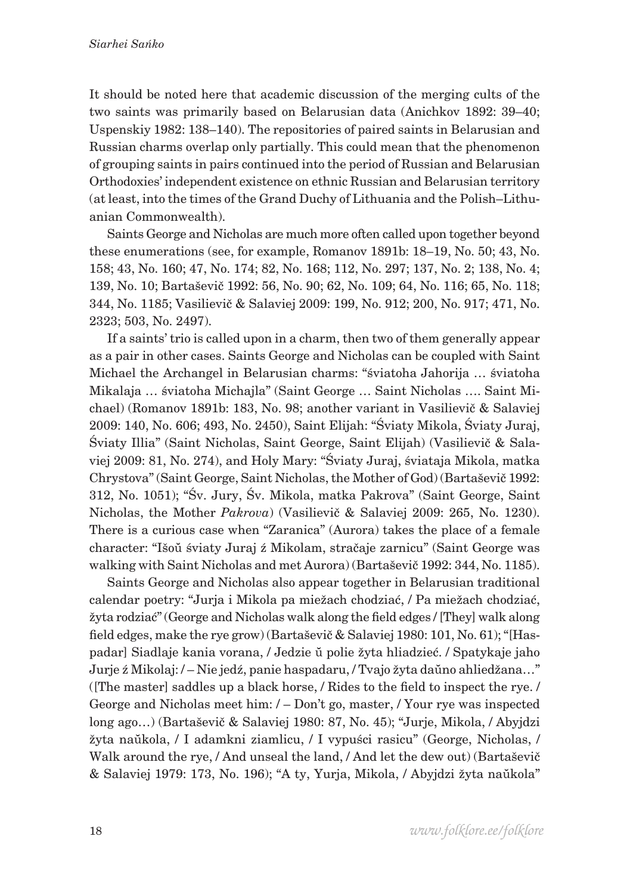It should be noted here that academic discussion of the merging cults of the two saints was primarily based on Belarusian data (Anichkov 1892: 39–40; Uspenskiy 1982: 138–140). The repositories of paired saints in Belarusian and Russian charms overlap only partially. This could mean that the phenomenon of grouping saints in pairs continued into the period of Russian and Belarusian Orthodoxies' independent existence on ethnic Russian and Belarusian territory (at least, into the times of the Grand Duchy of Lithuania and the Polish–Lithuanian Commonwealth).

Saints George and Nicholas are much more often called upon together beyond these enumerations (see, for example, Romanov 1891b: 18–19, No. 50; 43, No. 158; 43, No. 160; 47, No. 174; 82, No. 168; 112, No. 297; 137, No. 2; 138, No. 4; 139, No. 10; Bartaševič 1992: 56, No. 90; 62, No. 109; 64, No. 116; 65, No. 118; 344, No. 1185; Vasilievič & Salaviej 2009: 199, No. 912; 200, No. 917; 471, No. 2323; 503, No. 2497).

If a saints' trio is called upon in a charm, then two of them generally appear as a pair in other cases. Saints George and Nicholas can be coupled with Saint Michael the Archangel in Belarusian charms: "śviatoha Jahorija … śviatoha Mikalaja … śviatoha Michajla" (Saint George … Saint Nicholas …. Saint Michael) (Romanov 1891b: 183, No. 98; another variant in Vasilievič & Salaviej 2009: 140, No. 606; 493, No. 2450), Saint Elijah: "Śviaty Mikola, Śviaty Juraj, Śviaty Illia" (Saint Nicholas, Saint George, Saint Elijah) (Vasilievič & Salaviej 2009: 81, No. 274), and Holy Mary: "Śviaty Juraj, śviataja Mikola, matka Chrystova" (Saint George, Saint Nicholas, the Mother of God) (Bartaševič 1992: 312, No. 1051); "Śv. Jury, Śv. Mikola, matka Pakrova" (Saint George, Saint Nicholas, the Mother *Pakrova*) (Vasilievič & Salaviej 2009: 265, No. 1230). There is a curious case when "Zaranica" (Aurora) takes the place of a female character: "Išoŭ śviaty Juraj ź Mikolam, stračaje zarnicu" (Saint George was walking with Saint Nicholas and met Aurora) (Bartaševič 1992: 344, No. 1185).

Saints George and Nicholas also appear together in Belarusian traditional calendar poetry: "Jurja i Mikola pa miežach chodziać, / Pa miežach chodziać, žyta rodziać" (George and Nicholas walk along the field edges / [They] walk along field edges, make the rye grow) (Bartaševič & Salaviej 1980: 101, No. 61); "[Haspadar] Siadlaje kania vorana, / Jedzie ŭ polie žyta hliadzieć. / Spatykaje jaho Jurje ź Mikolaj: / – Nie jedź, panie haspadaru, / Tvajo žyta daŭno ahliedžana…" ([The master] saddles up a black horse, / Rides to the field to inspect the rye. / George and Nicholas meet him: / – Don't go, master, / Your rye was inspected long ago…) (Bartaševič & Salaviej 1980: 87, No. 45); "Jurje, Mikola, / Abyjdzi žyta naŭkola, / I adamkni ziamlicu, / I vypuści rasicu" (George, Nicholas, / Walk around the rye, / And unseal the land, / And let the dew out) (Bartaševič & Salaviej 1979: 173, No. 196); "A ty, Yurja, Mikola, / Abyjdzi žyta naŭkola"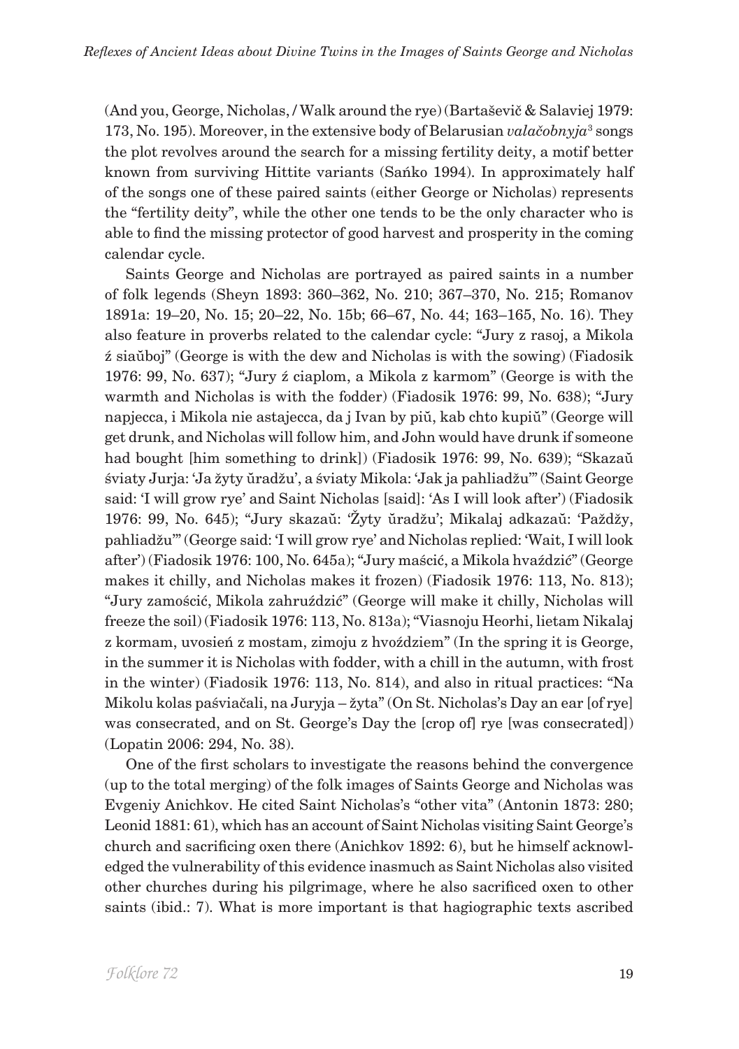(And you, George, Nicholas, / Walk around the rye) (Bartaševič & Salaviej 1979: 173, No. 195). Moreover, in the extensive body of Belarusian *valačobnyja*[3] songs the plot revolves around the search for a missing fertility deity, a motif better known from surviving Hittite variants (Sańko 1994). In approximately half of the songs one of these paired saints (either George or Nicholas) represents the "fertility deity", while the other one tends to be the only character who is able to find the missing protector of good harvest and prosperity in the coming calendar cycle.

Saints George and Nicholas are portrayed as paired saints in a number of folk legends (Sheyn 1893: 360–362, No. 210; 367–370, No. 215; Romanov 1891a: 19–20, No. 15; 20–22, No. 15b; 66–67, No. 44; 163–165, No. 16). They also feature in proverbs related to the calendar cycle: "Jury z rasoj, a Mikola ź siaŭboj" (George is with the dew and Nicholas is with the sowing) (Fiadosik 1976: 99, No. 637); "Jury ź ciaplom, a Mikola z karmom" (George is with the warmth and Nicholas is with the fodder) (Fiadosik 1976: 99, No. 638); "Jury napjecca, i Mikola nie astajecca, da j Ivan by piŭ, kab chto kupiŭ" (George will get drunk, and Nicholas will follow him, and John would have drunk if someone had bought [him something to drink]) (Fiadosik 1976: 99, No. 639); "Skazaŭ śviaty Jurja: 'Ja žyty ŭradžu', a śviaty Mikola: 'Jak ja pahliadžu'" (Saint George said: 'I will grow rye' and Saint Nicholas [said]: 'As I will look after') (Fiadosik 1976: 99, No. 645); "Jury skazaŭ: 'Žyty ŭradžu'; Mikalaj adkazaŭ: 'Paždžy, pahliadžu'" (George said: 'I will grow rye' and Nicholas replied: 'Wait, I will look after') (Fiadosik 1976: 100, No. 645a); "Jury maścić, a Mikola hvaździć" (George makes it chilly, and Nicholas makes it frozen) (Fiadosik 1976: 113, No. 813); "Jury zamościć, Mikola zahruździć" (George will make it chilly, Nicholas will freeze the soil) (Fiadosik 1976: 113, No. 813a); "Viasnoju Heorhi, lietam Nikalaj z kormam, uvosień z mostam, zimoju z hvoździem" (In the spring it is George, in the summer it is Nicholas with fodder, with a chill in the autumn, with frost in the winter) (Fiadosik 1976: 113, No. 814), and also in ritual practices: "Na Mikolu kolas paśviačali, na Juryja – žyta" (On St. Nicholas's Day an ear [of rye] was consecrated, and on St. George's Day the [crop of] rye [was consecrated]) (Lopatin 2006: 294, No. 38).

One of the first scholars to investigate the reasons behind the convergence (up to the total merging) of the folk images of Saints George and Nicholas was Evgeniy Anichkov. He cited Saint Nicholas's "other vita" (Antonin 1873: 280; Leonid 1881: 61), which has an account of Saint Nicholas visiting Saint George's church and sacrificing oxen there (Anichkov 1892: 6), but he himself acknowledged the vulnerability of this evidence inasmuch as Saint Nicholas also visited other churches during his pilgrimage, where he also sacrificed oxen to other saints (ibid.: 7). What is more important is that hagiographic texts ascribed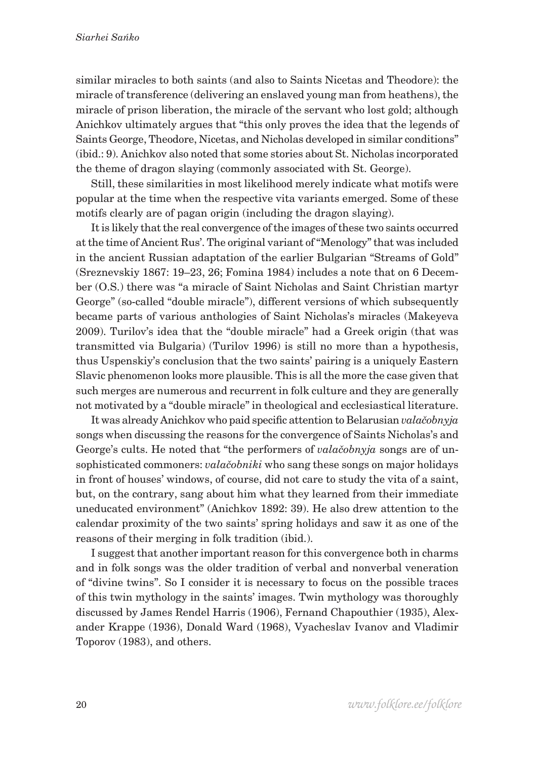similar miracles to both saints (and also to Saints Nicetas and Theodore): the miracle of transference (delivering an enslaved young man from heathens), the miracle of prison liberation, the miracle of the servant who lost gold; although Anichkov ultimately argues that "this only proves the idea that the legends of Saints George, Theodore, Nicetas, and Nicholas developed in similar conditions" (ibid.: 9). Anichkov also noted that some stories about St. Nicholas incorporated the theme of dragon slaying (commonly associated with St. George).

Still, these similarities in most likelihood merely indicate what motifs were popular at the time when the respective vita variants emerged. Some of these motifs clearly are of pagan origin (including the dragon slaying).

It is likely that the real convergence of the images of these two saints occurred at the time of Ancient Rus'. The original variant of "Menology" that was included in the ancient Russian adaptation of the earlier Bulgarian "Streams of Gold" (Sreznevskiy 1867: 19–23, 26; Fomina 1984) includes a note that on 6 December (O.S.) there was "a miracle of Saint Nicholas and Saint Christian martyr George" (so-called "double miracle"), different versions of which subsequently became parts of various anthologies of Saint Nicholas's miracles (Makeyeva 2009). Turilov's idea that the "double miracle" had a Greek origin (that was transmitted via Bulgaria) (Turilov 1996) is still no more than a hypothesis, thus Uspenskiy's conclusion that the two saints' pairing is a uniquely Eastern Slavic phenomenon looks more plausible. This is all the more the case given that such merges are numerous and recurrent in folk culture and they are generally not motivated by a "double miracle" in theological and ecclesiastical literature.

It was already Anichkov who paid specific attention to Belarusian *valačobnyja* songs when discussing the reasons for the convergence of Saints Nicholas's and George's cults. He noted that "the performers of *valačobnyja* songs are of unsophisticated commoners: *valačobniki* who sang these songs on major holidays in front of houses' windows, of course, did not care to study the vita of a saint, but, on the contrary, sang about him what they learned from their immediate uneducated environment" (Anichkov 1892: 39). He also drew attention to the calendar proximity of the two saints' spring holidays and saw it as one of the reasons of their merging in folk tradition (ibid.).

I suggest that another important reason for this convergence both in charms and in folk songs was the older tradition of verbal and nonverbal veneration of "divine twins". So I consider it is necessary to focus on the possible traces of this twin mythology in the saints' images. Twin mythology was thoroughly discussed by James Rendel Harris (1906), Fernand Chapouthier (1935), Alexander Krappe (1936), Donald Ward (1968), Vyacheslav Ivanov and Vladimir Toporov (1983), and others.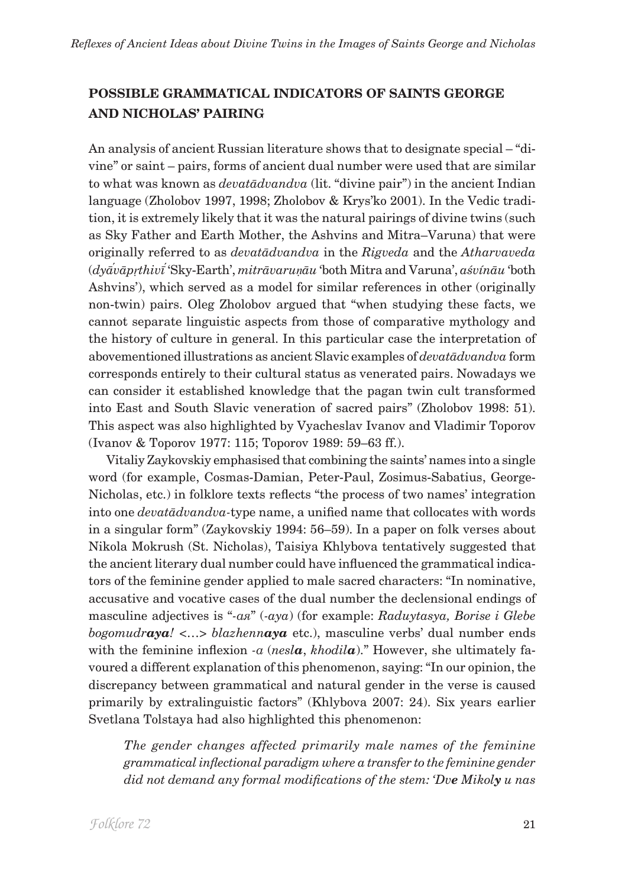## POSSIBLE GRAMMATICAL INDICATORS OF SAINTS GEORGE AND NICHOLAS' PAIRING

An analysis of ancient Russian literature shows that to designate special – "divine" or saint – pairs, forms of ancient dual number were used that are similar to what was known as *devatādvandva* (lit. "divine pair") in the ancient Indian language (Zholobov 1997, 1998; Zholobov & Krys'ko 2001). In the Vedic tradition, it is extremely likely that it was the natural pairings of divine twins (such as Sky Father and Earth Mother, the Ashvins and Mitra–Varuna) that were originally referred to as *devatādvandva* in the *Rigveda* and the *Atharvaveda* (*dyā́vāpṛthivī́* 'Sky-Earth', *mitrāvaruṇāu* 'both Mitra and Varuna', *aśvínāu* 'both Ashvins'), which served as a model for similar references in other (originally non-twin) pairs. Oleg Zholobov argued that "when studying these facts, we cannot separate linguistic aspects from those of comparative mythology and the history of culture in general. In this particular case the interpretation of abovementioned illustrations as ancient Slavic examples of *devatādvandva* form corresponds entirely to their cultural status as venerated pairs. Nowadays we can consider it established knowledge that the pagan twin cult transformed into East and South Slavic veneration of sacred pairs" (Zholobov 1998: 51). This aspect was also highlighted by Vyacheslav Ivanov and Vladimir Toporov (Ivanov & Toporov 1977: 115; Toporov 1989: 59–63 ff.).

Vitaliy Zaykovskiy emphasised that combining the saints' names into a single word (for example, Cosmas-Damian, Peter-Paul, Zosimus-Sabatius, George-Nicholas, etc.) in folklore texts reflects "the process of two names' integration into one *devatādvandva*-type name, a unified name that collocates with words in a singular form" (Zaykovskiy 1994: 56–59). In a paper on folk verses about Nikola Mokrush (St. Nicholas), Taisiya Khlybova tentatively suggested that the ancient literary dual number could have influenced the grammatical indicators of the feminine gender applied to male sacred characters: "In nominative, accusative and vocative cases of the dual number the declensional endings of masculine adjectives is "*-ая*" (*-aya*) (for example: *Raduytasya, Borise i Glebe bogomudr****aya****!* <…> *blazhenn****aya*** etc.), masculine verbs' dual number ends with the feminine inflexion *-a* (*nesl****a***, *khodil****a***)." However, she ultimately favoured a different explanation of this phenomenon, saying: "In our opinion, the discrepancy between grammatical and natural gender in the verse is caused primarily by extralinguistic factors" (Khlybova 2007: 24). Six years earlier Svetlana Tolstaya had also highlighted this phenomenon:

> *The gender changes affected primarily male names of the feminine grammatical inflectional paradigm where a transfer to the feminine gender did not demand any formal modifications of the stem: 'Dv**e** Mikol**y** u nas*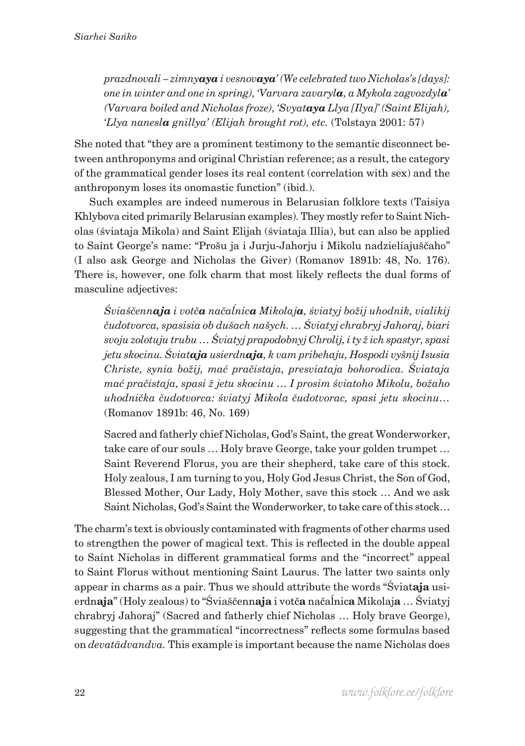*prazdnovali – zimny**aya** i vesnov**aya**' (We celebrated two Nicholas's [days]: one in winter and one in spring), 'Varvara zavaryl**a**, a Mykola zagvozdyl**a**' (Varvara boiled and Nicholas froze), 'Svyat**aya** Llya [Ilya]' (Saint Elijah), 'Llya nanesl**a** gnillya' (Elijah brought rot), etc.* (Tolstaya 2001: 57)

She noted that "they are a prominent testimony to the semantic disconnect between anthroponyms and original Christian reference; as a result, the category of the grammatical gender loses its real content (correlation with sex) and the anthroponym loses its onomastic function" (ibid.).

Such examples are indeed numerous in Belarusian folklore texts (Taisiya Khlybova cited primarily Belarusian examples). They mostly refer to Saint Nicholas (śviataja Mikola) and Saint Elijah (śviataja Illia), but can also be applied to Saint George's name: "Prošu ja i Jurju-Jahorju i Mikolu nadzieliajuščaho" (I also ask George and Nicholas the Giver) (Romanov 1891b: 48, No. 176). There is, however, one folk charm that most likely reflects the dual forms of masculine adjectives:

> *Śviaščenn**aja** i votč**a** načaĺnic**a** Mikolaj**a**, śviatyj božij uhodnik, vialikij čudotvorca, spasisia ob dušach našych. … Śviatyj chrabryj Jahoraj, biari svoju zolotuju trubu … Śviatyj prapodobnyj Chrolij, i ty ž ich spastyr, spasi jetu skocinu. Śviat**aja** usierdn**aja**, k vam pribehaju, Hospodi vyšnij Isusia Christe, synia božij, mać pračistaja, presviataja bohorodica. Śviataja mać pračistaja, spasi ž jetu skocinu … I prosim śviatoho Mikolu, božaho uhodnička čudotvorca: śviatyj Mikola čudotvorac, spasi jetu skocinu…* (Romanov 1891b: 46, No. 169)
>
> Sacred and fatherly chief Nicholas, God's Saint, the great Wonderworker, take care of our souls … Holy brave George, take your golden trumpet … Saint Reverend Florus, you are their shepherd, take care of this stock. Holy zealous, I am turning to you, Holy God Jesus Christ, the Son of God, Blessed Mother, Our Lady, Holy Mother, save this stock … And we ask Saint Nicholas, God's Saint the Wonderworker, to take care of this stock…

The charm's text is obviously contaminated with fragments of other charms used to strengthen the power of magical text. This is reflected in the double appeal to Saint Nicholas in different grammatical forms and the "incorrect" appeal to Saint Florus without mentioning Saint Laurus. The latter two saints only appear in charms as a pair. Thus we should attribute the words "Śviat**aja** usierdn**aja**" (Holy zealous) to "Śviaščenn**aja** i votč**a** načaĺnic**a** Mikolaj**a** … Śviatyj chrabryj Jahoraj" (Sacred and fatherly chief Nicholas … Holy brave George), suggesting that the grammatical "incorrectness" reflects some formulas based on *devatādvandva*. This example is important because the name Nicholas does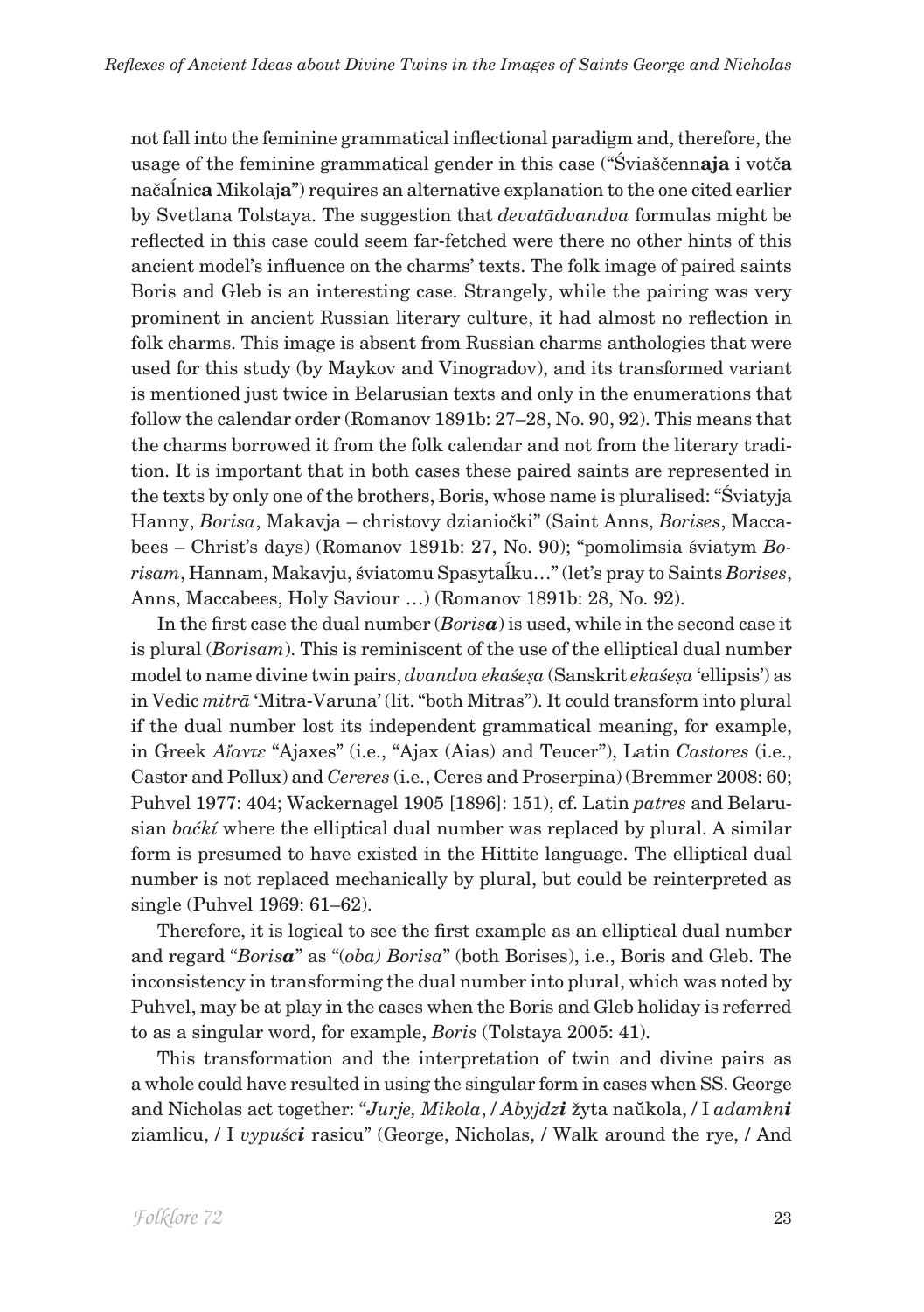not fall into the feminine grammatical inflectional paradigm and, therefore, the usage of the feminine grammatical gender in this case ("Śviaščenn**aja** i votč**a** načaĺnic**a** Mikolaj**a**") requires an alternative explanation to the one cited earlier by Svetlana Tolstaya. The suggestion that *devatādvandva* formulas might be reflected in this case could seem far-fetched were there no other hints of this ancient model's influence on the charms' texts. The folk image of paired saints Boris and Gleb is an interesting case. Strangely, while the pairing was very prominent in ancient Russian literary culture, it had almost no reflection in folk charms. This image is absent from Russian charms anthologies that were used for this study (by Maykov and Vinogradov), and its transformed variant is mentioned just twice in Belarusian texts and only in the enumerations that follow the calendar order (Romanov 1891b: 27–28, No. 90, 92). This means that the charms borrowed it from the folk calendar and not from the literary tradition. It is important that in both cases these paired saints are represented in the texts by only one of the brothers, Boris, whose name is pluralised: "Śviatyja Hanny, *Borisa*, Makavja – christovy dzianiočki" (Saint Anns, *Borises*, Maccabees – Christ's days) (Romanov 1891b: 27, No. 90); "pomolimsia śviatym *Borisam*, Hannam, Makavju, śviatomu Spasytaĺku…" (let's pray to Saints *Borises*, Anns, Maccabees, Holy Saviour …) (Romanov 1891b: 28, No. 92).

In the first case the dual number (*Boris**a***) is used, while in the second case it is plural (*Borisam*). This is reminiscent of the use of the elliptical dual number model to name divine twin pairs, *dvandva ekaśeṣa* (Sanskrit *ekaśeṣa* 'ellipsis') as in Vedic *mitrā* 'Mitra-Varuna' (lit. "both Mitras"). It could transform into plural if the dual number lost its independent grammatical meaning, for example, in Greek *Aἴαντε* "Ajaxes" (i.e., "Ajax (Aias) and Teucer"), Latin *Castores* (i.e., Castor and Pollux) and *Cereres* (i.e., Ceres and Proserpina) (Bremmer 2008: 60; Puhvel 1977: 404; Wackernagel 1905 [1896]: 151), cf. Latin *patres* and Belarusian *baćkí* where the elliptical dual number was replaced by plural. A similar form is presumed to have existed in the Hittite language. The elliptical dual number is not replaced mechanically by plural, but could be reinterpreted as single (Puhvel 1969: 61–62).

Therefore, it is logical to see the first example as an elliptical dual number and regard "*Boris**a***" as "*(oba) Borisa*" (both Borises), i.e., Boris and Gleb. The inconsistency in transforming the dual number into plural, which was noted by Puhvel, may be at play in the cases when the Boris and Gleb holiday is referred to as a singular word, for example, *Boris* (Tolstaya 2005: 41).

This transformation and the interpretation of twin and divine pairs as a whole could have resulted in using the singular form in cases when SS. George and Nicholas act together: "*Jurje, Mikola*, / *Abyjdz**i*** žyta naŭkola, / I *adamkn**i*** ziamlicu, / I *vypuść**i*** rasicu" (George, Nicholas, / Walk around the rye, / And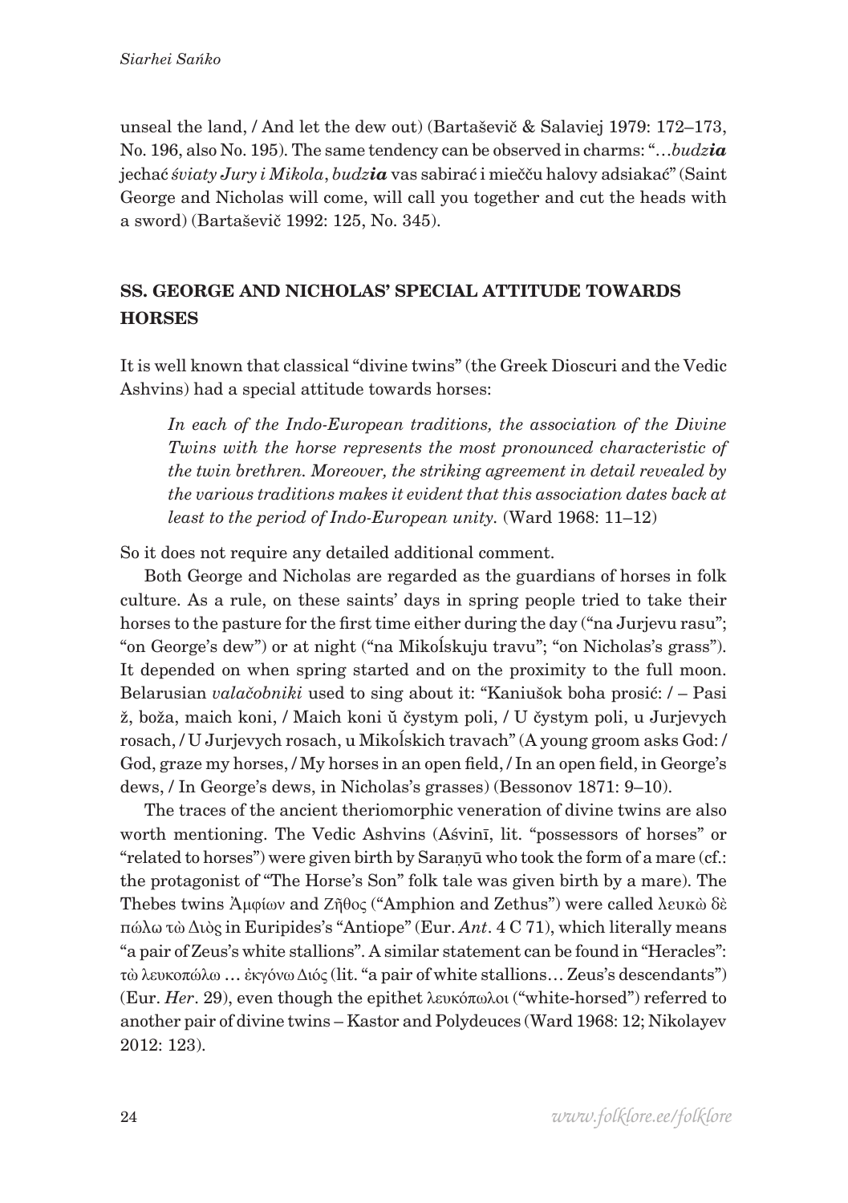unseal the land, / And let the dew out) (Bartaševič & Salaviej 1979: 172–173, No. 196, also No. 195). The same tendency can be observed in charms: "…*budz**ia*** jechać *śviaty Jury i Mikola*, *budz**ia*** vas sabirać i miečču halovy adsiakać" (Saint George and Nicholas will come, will call you together and cut the heads with a sword) (Bartaševič 1992: 125, No. 345).

## SS. GEORGE AND NICHOLAS' SPECIAL ATTITUDE TOWARDS HORSES

It is well known that classical "divine twins" (the Greek Dioscuri and the Vedic Ashvins) had a special attitude towards horses:

> *In each of the Indo-European traditions, the association of the Divine Twins with the horse represents the most pronounced characteristic of the twin brethren. Moreover, the striking agreement in detail revealed by the various traditions makes it evident that this association dates back at least to the period of Indo-European unity.* (Ward 1968: 11–12)

So it does not require any detailed additional comment.

Both George and Nicholas are regarded as the guardians of horses in folk culture. As a rule, on these saints' days in spring people tried to take their horses to the pasture for the first time either during the day ("na Jurjevu rasu"; "on George's dew") or at night ("na Mikoĺskuju travu"; "on Nicholas's grass"). It depended on when spring started and on the proximity to the full moon. Belarusian *valačobniki* used to sing about it: "Kaniušok boha prosić: / – Pasi ž, boža, maich koni, / Maich koni ŭ čystym poli, / U čystym poli, u Jurjevych rosach, / U Jurjevych rosach, u Mikoĺskich travach" (A young groom asks God: / God, graze my horses, / My horses in an open field, / In an open field, in George's dews, / In George's dews, in Nicholas's grasses) (Bessonov 1871: 9–10).

The traces of the ancient theriomorphic veneration of divine twins are also worth mentioning. The Vedic Ashvins (Aśvinī, lit. "possessors of horses" or "related to horses") were given birth by Saraṇyū who took the form of a mare (cf.: the protagonist of "The Horse's Son" folk tale was given birth by a mare). The Thebes twins Ἀμφίων and Ζῆθος ("Amphion and Zethus") were called λευκὼ δὲ πώλω τὼ Διὸς in Euripides's "Antiope" (Eur. *Ant*. 4 C 71), which literally means "a pair of Zeus's white stallions". A similar statement can be found in "Heracles": τὼ λευκοπώλω … ἐκγόνω Διός (lit. "a pair of white stallions… Zeus's descendants") (Eur. *Her*. 29), even though the epithet λευκόπωλοι ("white-horsed") referred to another pair of divine twins – Kastor and Polydeuces (Ward 1968: 12; Nikolayev 2012: 123).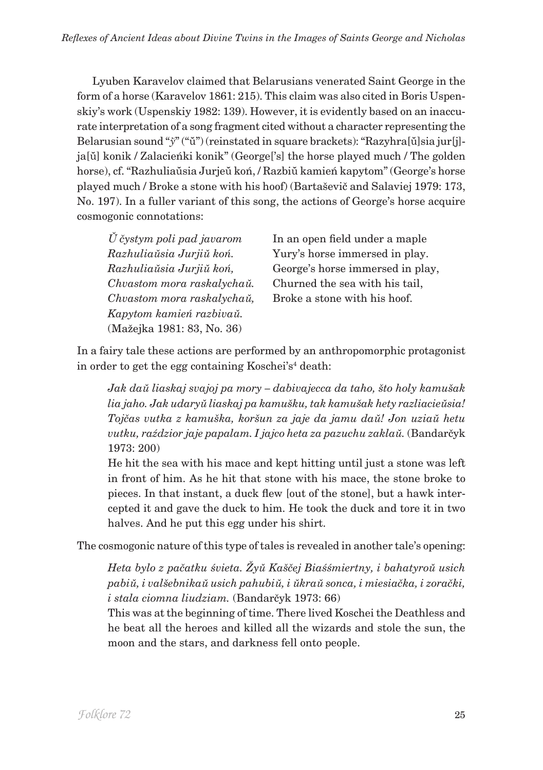Lyuben Karavelov claimed that Belarusians venerated Saint George in the form of a horse (Karavelov 1861: 215). This claim was also cited in Boris Uspenskiy's work (Uspenskiy 1982: 139). However, it is evidently based on an inaccurate interpretation of a song fragment cited without a character representing the Belarusian sound "ў" ("ŭ") (reinstated in square brackets): "Razyhra[ŭ]sia jur[j]ja[ŭ] konik / Zalacieńki konik" (George['s] the horse played much / The golden horse), cf. "Razhuliaŭsia Jurjeŭ koń, / Razbiŭ kamień kapytom" (George's horse played much / Broke a stone with his hoof) (Bartaševič and Salaviej 1979: 173, No. 197). In a fuller variant of this song, the actions of George's horse acquire cosmogonic connotations:

| | |
|---|---|
| *Ŭ čystym poli pad javarom* | In an open field under a maple |
| *Razhuliaŭsia Jurjiŭ koń.* | Yury's horse immersed in play. |
| *Razhuliaŭsia Jurjiŭ koń,* | George's horse immersed in play, |
| *Chvastom mora raskalychaŭ.* | Churned the sea with his tail, |
| *Chvastom mora raskalychaŭ,* | Broke a stone with his hoof. |
| *Kapytom kamień razbivaŭ.* | |
| (Mažejka 1981: 83, No. 36) | |

In a fairy tale these actions are performed by an anthropomorphic protagonist in order to get the egg containing Koschei's[4] death:

> *Jak daŭ liaskaj svajoj pa mory – dabivajecca da taho, što holy kamušak lia jaho. Jak udaryŭ liaskaj pa kamušku, tak kamušak hety razliacieŭsia! Tojčas vutka z kamuška, koršun za jaje da jamu daŭ! Jon uziaŭ hetu vutku, raździor jaje papalam. I jajco heta za pazuchu zaklaŭ.* (Bandarčyk 1973: 200)
>
> He hit the sea with his mace and kept hitting until just a stone was left in front of him. As he hit that stone with his mace, the stone broke to pieces. In that instant, a duck flew [out of the stone], but a hawk intercepted it and gave the duck to him. He took the duck and tore it in two halves. And he put this egg under his shirt.

The cosmogonic nature of this type of tales is revealed in another tale's opening:

> *Heta bylo z pačatku śvieta. Žyŭ Kaščej Biaśśmiertny, i bahatyroŭ usich pabiŭ, i valšebnikaŭ usich pahubiŭ, i ŭkraŭ sonca, i miesiačka, i zorački, i stala ciomna liudziam.* (Bandarčyk 1973: 66)
>
> This was at the beginning of time. There lived Koschei the Deathless and he beat all the heroes and killed all the wizards and stole the sun, the moon and the stars, and darkness fell onto people.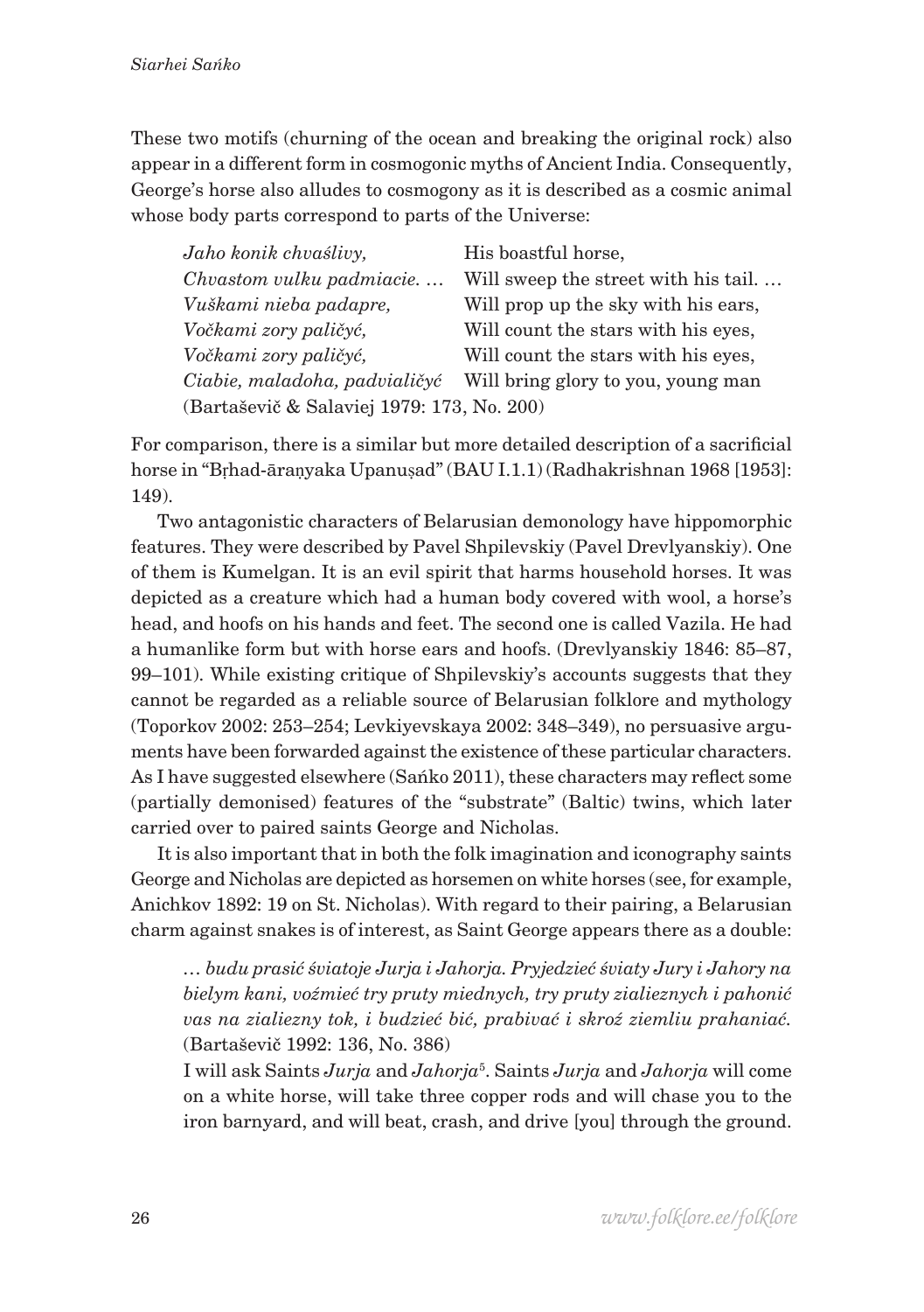These two motifs (churning of the ocean and breaking the original rock) also appear in a different form in cosmogonic myths of Ancient India. Consequently, George's horse also alludes to cosmogony as it is described as a cosmic animal whose body parts correspond to parts of the Universe:

| | |
|---|---|
| *Jaho konik chvaślivy,* | His boastful horse, |
| *Chvastom vulku padmiacie. …* | Will sweep the street with his tail. … |
| *Vuškami nieba padapre,* | Will prop up the sky with his ears, |
| *Vočkami zory paličyć,* | Will count the stars with his eyes, |
| *Vočkami zory paličyć,* | Will count the stars with his eyes, |
| *Ciabie, maladoha, padvialičyć* | Will bring glory to you, young man |

(Bartaševič & Salaviej 1979: 173, No. 200)

For comparison, there is a similar but more detailed description of a sacrificial horse in "Bṛhad-āraṇyaka Upanuṣad" (BAU I.1.1) (Radhakrishnan 1968 [1953]: 149).

Two antagonistic characters of Belarusian demonology have hippomorphic features. They were described by Pavel Shpilevskiy (Pavel Drevlyanskiy). One of them is Kumelgan. It is an evil spirit that harms household horses. It was depicted as a creature which had a human body covered with wool, a horse's head, and hoofs on his hands and feet. The second one is called Vazila. He had a humanlike form but with horse ears and hoofs. (Drevlyanskiy 1846: 85–87, 99–101). While existing critique of Shpilevskiy's accounts suggests that they cannot be regarded as a reliable source of Belarusian folklore and mythology (Toporkov 2002: 253–254; Levkiyevskaya 2002: 348–349), no persuasive arguments have been forwarded against the existence of these particular characters. As I have suggested elsewhere (Sańko 2011), these characters may reflect some (partially demonised) features of the "substrate" (Baltic) twins, which later carried over to paired saints George and Nicholas.

It is also important that in both the folk imagination and iconography saints George and Nicholas are depicted as horsemen on white horses (see, for example, Anichkov 1892: 19 on St. Nicholas). With regard to their pairing, a Belarusian charm against snakes is of interest, as Saint George appears there as a double:

> *… budu prasić śviatoje Jurja i Jahorja. Pryjedzieć śviaty Jury i Jahory na bielym kani, voźmieć try pruty miednych, try pruty zialieznych i pahonić vas na zialiezny tok, i budzieć bić, prabivać i skroź ziemliu prahaniać.* (Bartaševič 1992: 136, No. 386)
>
> I will ask Saints *Jurja* and *Jahorja*[5]. Saints *Jurja* and *Jahorja* will come on a white horse, will take three copper rods and will chase you to the iron barnyard, and will beat, crash, and drive [you] through the ground.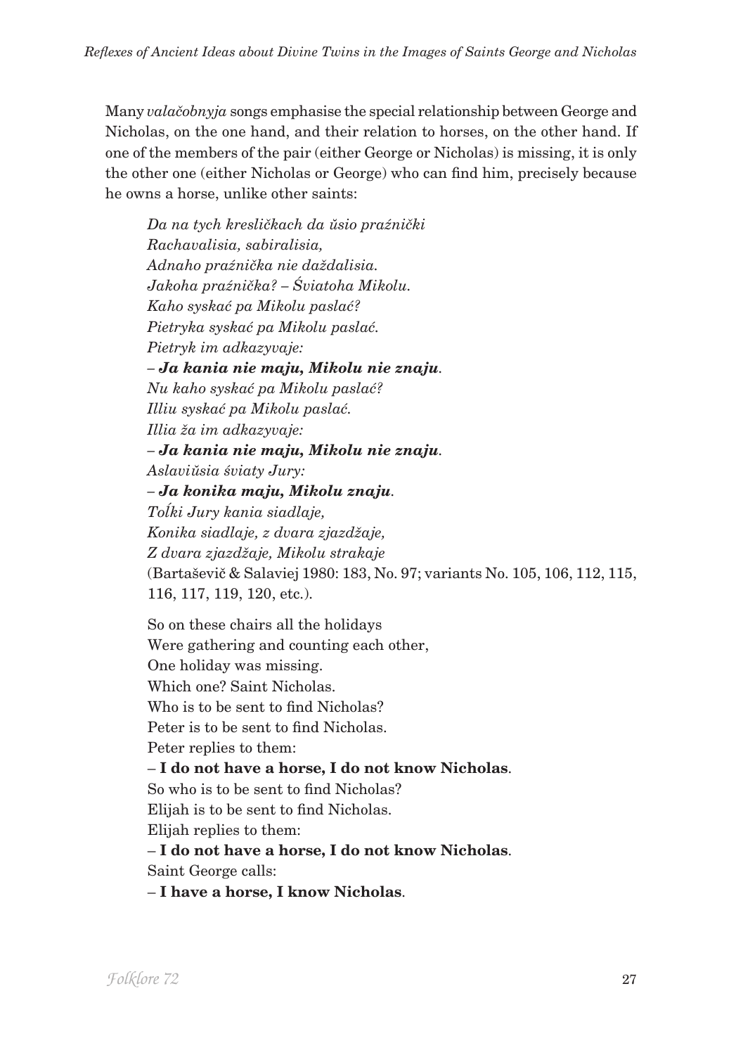Many *valačobnyja* songs emphasise the special relationship between George and Nicholas, on the one hand, and their relation to horses, on the other hand. If one of the members of the pair (either George or Nicholas) is missing, it is only the other one (either Nicholas or George) who can find him, precisely because he owns a horse, unlike other saints:

> *Da na tych kresličkach da ŭsio praźnički*
> *Rachavalisia, sabiralisia,*
> *Adnaho praźnička nie paždalisia.*
> *Jakoha praźnička? – Śviatoha Mikolu.*
> *Kaho syskać pa Mikolu paslać?*
> *Pietryka syskać pa Mikolu paslać.*
> *Pietryk im adkazyvaje:*
> *– **Ja kania nie maju, Mikolu nie znaju**.*
> *Nu kaho syskać pa Mikolu paslać?*
> *Illiu syskać pa Mikolu paslać.*
> *Illia ža im adkazyvaje:*
> *– **Ja kania nie maju, Mikolu nie znaju**.*
> *Aslaviŭsia śviaty Jury:*
> *– **Ja konika maju, Mikolu znaju**.*
> *Toĺki Jury kania siadlaje,*
> *Konika siadlaje, z dvara zjazdžaje,*
> *Z dvara zjazdžaje, Mikolu strakaje*
> (Bartaševič & Salaviej 1980: 183, No. 97; variants No. 105, 106, 112, 115, 116, 117, 119, 120, etc.).
>
> So on these chairs all the holidays
> Were gathering and counting each other,
> One holiday was missing.
> Which one? Saint Nicholas.
> Who is to be sent to find Nicholas?
> Peter is to be sent to find Nicholas.
> Peter replies to them:
> – **I do not have a horse, I do not know Nicholas**.
> So who is to be sent to find Nicholas?
> Elijah is to be sent to find Nicholas.
> Elijah replies to them:
> – **I do not have a horse, I do not know Nicholas**.
> Saint George calls:
> – **I have a horse, I know Nicholas**.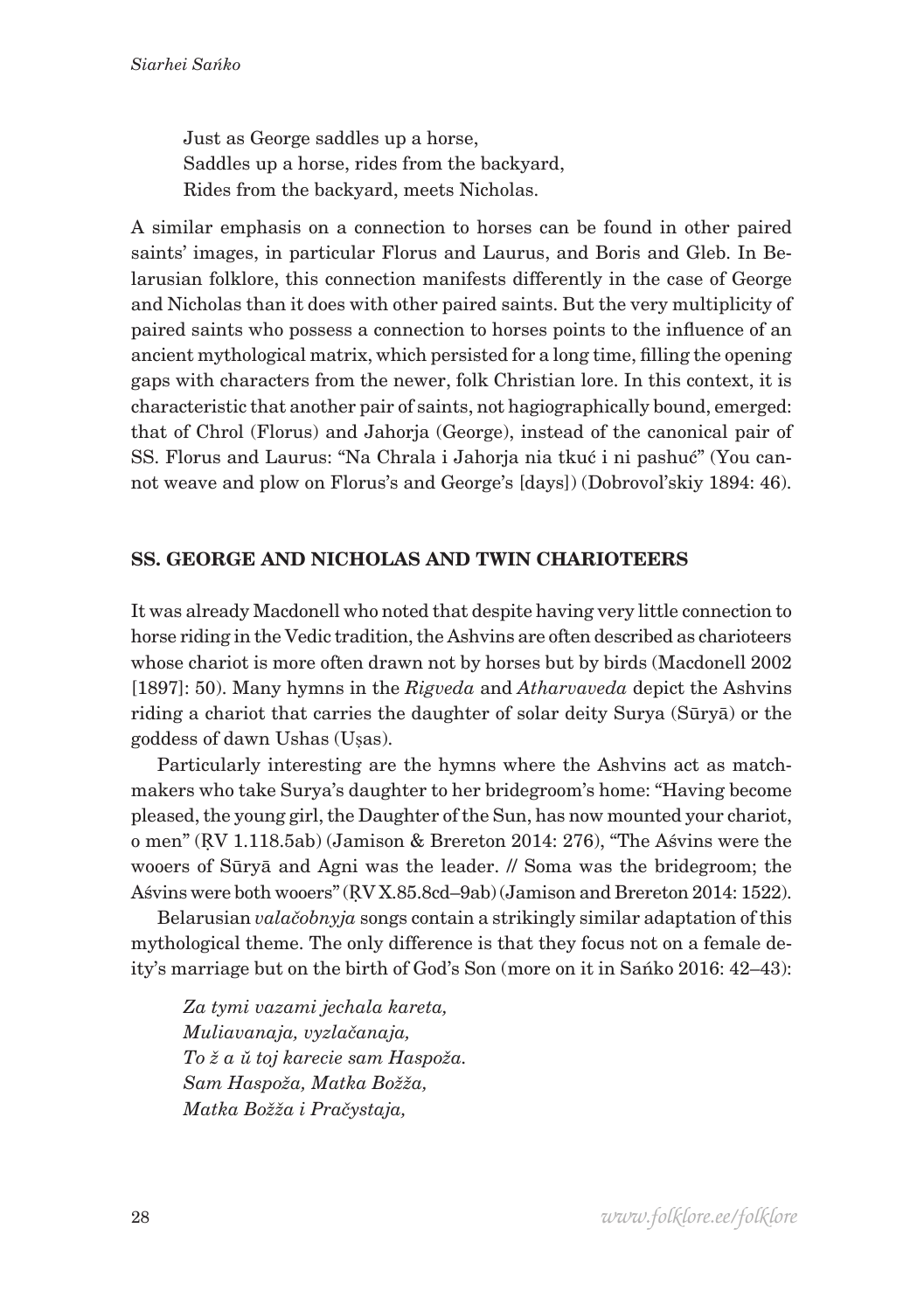Just as George saddles up a horse,
Saddles up a horse, rides from the backyard,
Rides from the backyard, meets Nicholas.

A similar emphasis on a connection to horses can be found in other paired saints' images, in particular Florus and Laurus, and Boris and Gleb. In Belarusian folklore, this connection manifests differently in the case of George and Nicholas than it does with other paired saints. But the very multiplicity of paired saints who possess a connection to horses points to the influence of an ancient mythological matrix, which persisted for a long time, filling the opening gaps with characters from the newer, folk Christian lore. In this context, it is characteristic that another pair of saints, not hagiographically bound, emerged: that of Chrol (Florus) and Jahorja (George), instead of the canonical pair of SS. Florus and Laurus: "Na Chrala i Jahorja nia tkuć i ni pashuć" (You cannot weave and plow on Florus's and George's [days]) (Dobrovol'skiy 1894: 46).

## SS. GEORGE AND NICHOLAS AND TWIN CHARIOTEERS

It was already Macdonell who noted that despite having very little connection to horse riding in the Vedic tradition, the Ashvins are often described as charioteers whose chariot is more often drawn not by horses but by birds (Macdonell 2002 [1897]: 50). Many hymns in the *Rigveda* and *Atharvaveda* depict the Ashvins riding a chariot that carries the daughter of solar deity Surya (Sūryā) or the goddess of dawn Ushas (Uṣas).

Particularly interesting are the hymns where the Ashvins act as matchmakers who take Surya's daughter to her bridegroom's home: "Having become pleased, the young girl, the Daughter of the Sun, has now mounted your chariot, o men" (ṚV 1.118.5ab) (Jamison & Brereton 2014: 276), "The Aśvins were the wooers of Sūryā and Agni was the leader. // Soma was the bridegroom; the Aśvins were both wooers" (ṚV X.85.8cd–9ab) (Jamison and Brereton 2014: 1522).

Belarusian *valačobnyja* songs contain a strikingly similar adaptation of this mythological theme. The only difference is that they focus not on a female deity's marriage but on the birth of God's Son (more on it in Sańko 2016: 42–43):

*Za tymi vazami jechala kareta,*
*Muliavanaja, vyzlačanaja,*
*To ž a ŭ toj karecie sam Haspoža.*
*Sam Haspoža, Matka Božža,*
*Matka Božža i Pračystaja,*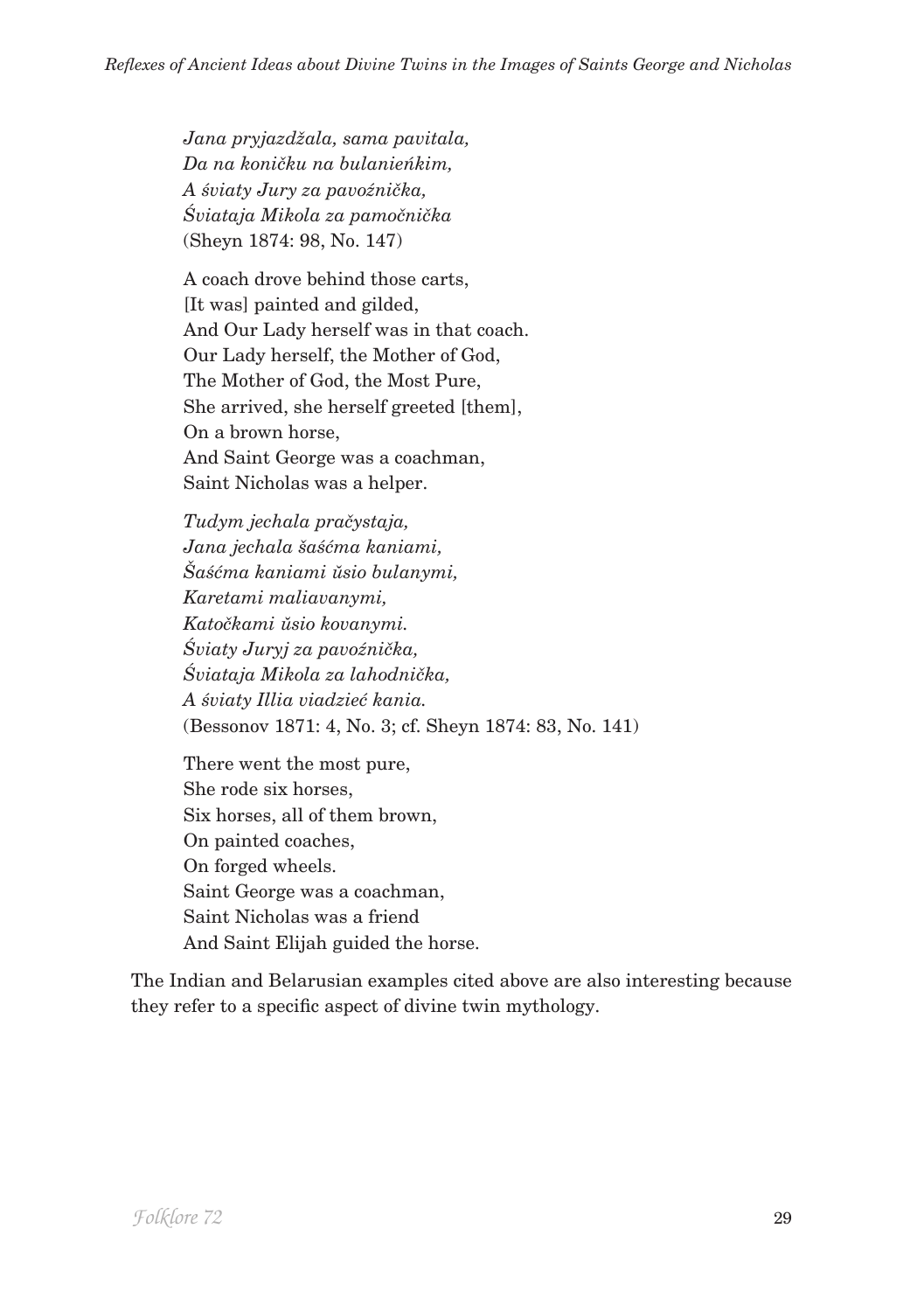*Jana pryjazdžala, sama pavitala,*
*Da na koničku na bulanieńkim,*
*A śviaty Jury za pavoźnička,*
*Śviataja Mikola za pamočnička*
(Sheyn 1874: 98, No. 147)

A coach drove behind those carts,
[It was] painted and gilded,
And Our Lady herself was in that coach.
Our Lady herself, the Mother of God,
The Mother of God, the Most Pure,
She arrived, she herself greeted [them],
On a brown horse,
And Saint George was a coachman,
Saint Nicholas was a helper.

*Tudym jechala pračystaja,*
*Jana jechala šaśćma kaniami,*
*Šaśćma kaniami ŭsio bulanymi,*
*Karetami maliavanymi,*
*Katočkami ŭsio kovanymi.*
*Śviaty Juryj za pavoźnička,*
*Śviataja Mikola za lahodnička,*
*A śviaty Illia viadzieć kania.*
(Bessonov 1871: 4, No. 3; cf. Sheyn 1874: 83, No. 141)

There went the most pure,
She rode six horses,
Six horses, all of them brown,
On painted coaches,
On forged wheels.
Saint George was a coachman,
Saint Nicholas was a friend
And Saint Elijah guided the horse.

The Indian and Belarusian examples cited above are also interesting because they refer to a specific aspect of divine twin mythology.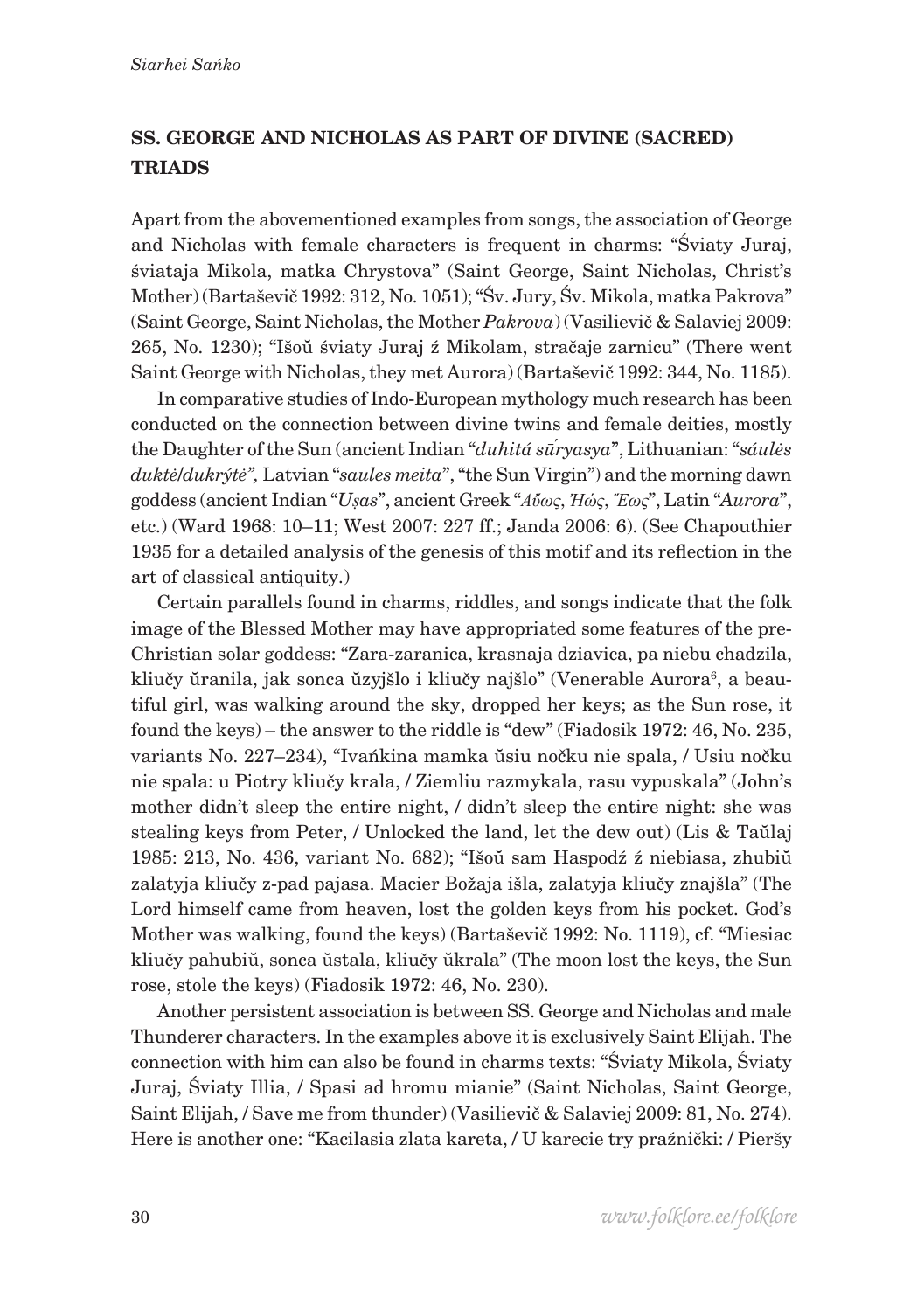## SS. GEORGE AND NICHOLAS AS PART OF DIVINE (SACRED) TRIADS

Apart from the abovementioned examples from songs, the association of George and Nicholas with female characters is frequent in charms: "Śviaty Juraj, śviataja Mikola, matka Chrystova" (Saint George, Saint Nicholas, Christ's Mother) (Bartaševič 1992: 312, No. 1051); "Śv. Jury, Śv. Mikola, matka Pakrova" (Saint George, Saint Nicholas, the Mother *Pakrova*) (Vasilievič & Salaviej 2009: 265, No. 1230); "Išoŭ śviaty Juraj ź Mikolam, stračaje zarnicu" (There went Saint George with Nicholas, they met Aurora) (Bartaševič 1992: 344, No. 1185).

In comparative studies of Indo-European mythology much research has been conducted on the connection between divine twins and female deities, mostly the Daughter of the Sun (ancient Indian "*duhitá sū́ryasya*", Lithuanian: "*sáulės duktė/dukrýtė",* Latvian "*saules meita*", "the Sun Virgin") and the morning dawn goddess (ancient Indian "*Uṣas*", ancient Greek "*Αὔως, Ἠώς, Ἕως*", Latin "*Aurora*", etc.) (Ward 1968: 10–11; West 2007: 227 ff.; Janda 2006: 6). (See Chapouthier 1935 for a detailed analysis of the genesis of this motif and its reflection in the art of classical antiquity.)

Certain parallels found in charms, riddles, and songs indicate that the folk image of the Blessed Mother may have appropriated some features of the pre-Christian solar goddess: "Zara-zaranica, krasnaja dziavica, pa niebu chadzila, kliučy ŭranila, jak sonca ŭzyjšlo i kliučy najšlo" (Venerable Aurora[6], a beautiful girl, was walking around the sky, dropped her keys; as the Sun rose, it found the keys) – the answer to the riddle is "dew" (Fiadosik 1972: 46, No. 235, variants No. 227–234), "Ivańkina mamka ŭsiu nočku nie spala, / Usiu nočku nie spala: u Piotry kliučy krala, / Ziemliu razmykala, rasu vypuskala" (John's mother didn't sleep the entire night, / didn't sleep the entire night: she was stealing keys from Peter, / Unlocked the land, let the dew out) (Lis & Taŭlaj 1985: 213, No. 436, variant No. 682); "Išoŭ sam Haspodź ź niebiasa, zhubiŭ zalatyja kliučy z-pad pajasa. Macier Božaja išla, zalatyja kliučy znajšla" (The Lord himself came from heaven, lost the golden keys from his pocket. God's Mother was walking, found the keys) (Bartaševič 1992: No. 1119), cf. "Miesiac kliučy pahubiŭ, sonca ŭstala, kliučy ŭkrala" (The moon lost the keys, the Sun rose, stole the keys) (Fiadosik 1972: 46, No. 230).

Another persistent association is between SS. George and Nicholas and male Thunderer characters. In the examples above it is exclusively Saint Elijah. The connection with him can also be found in charms texts: "Śviaty Mikola, Śviaty Juraj, Śviaty Illia, / Spasi ad hromu mianie" (Saint Nicholas, Saint George, Saint Elijah, / Save me from thunder) (Vasilievič & Salaviej 2009: 81, No. 274). Here is another one: "Kacilasia zlata kareta, / U karecie try praźnički: / Pieršy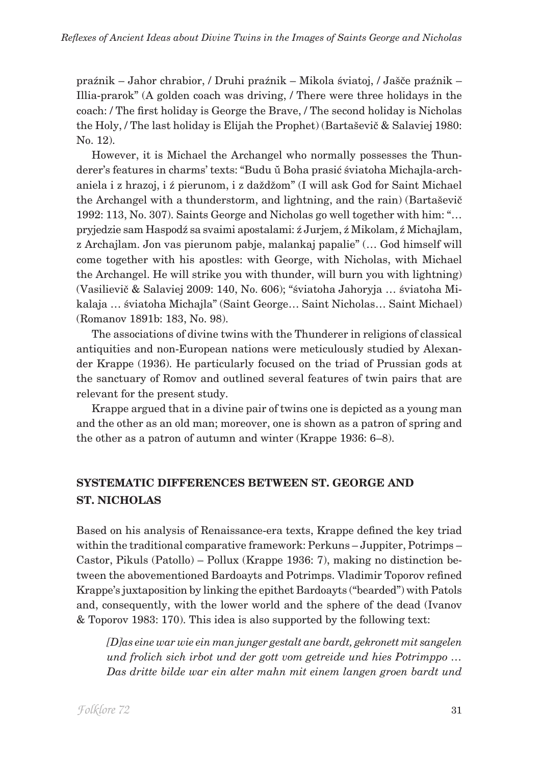praźnik – Jahor chrabior, / Druhi praźnik – Mikola śviatoj, / Jašče praźnik – Illia-prarok" (A golden coach was driving, / There were three holidays in the coach: / The first holiday is George the Brave, / The second holiday is Nicholas the Holy, / The last holiday is Elijah the Prophet) (Bartaševič & Salaviej 1980: No. 12).

However, it is Michael the Archangel who normally possesses the Thunderer's features in charms' texts: "Budu ŭ Boha prasić śviatoha Michajla-archaniela i z hrazoj, i ź pierunom, i z daždžom" (I will ask God for Saint Michael the Archangel with a thunderstorm, and lightning, and the rain) (Bartaševič 1992: 113, No. 307). Saints George and Nicholas go well together with him: "… pryjedzie sam Haspodź sa svaimi apostalami: ź Jurjem, ź Mikolam, ź Michajlam, z Archajlam. Jon vas pierunom pabje, malankaj papalie" (… God himself will come together with his apostles: with George, with Nicholas, with Michael the Archangel. He will strike you with thunder, will burn you with lightning) (Vasilievič & Salaviej 2009: 140, No. 606); "śviatoha Jahoryja … śviatoha Mikalaja … śviatoha Michajla" (Saint George… Saint Nicholas… Saint Michael) (Romanov 1891b: 183, No. 98).

The associations of divine twins with the Thunderer in religions of classical antiquities and non-European nations were meticulously studied by Alexander Krappe (1936). He particularly focused on the triad of Prussian gods at the sanctuary of Romov and outlined several features of twin pairs that are relevant for the present study.

Krappe argued that in a divine pair of twins one is depicted as a young man and the other as an old man; moreover, one is shown as a patron of spring and the other as a patron of autumn and winter (Krappe 1936: 6–8).

## SYSTEMATIC DIFFERENCES BETWEEN ST. GEORGE AND ST. NICHOLAS

Based on his analysis of Renaissance-era texts, Krappe defined the key triad within the traditional comparative framework: Perkuns – Juppiter, Potrimps – Castor, Pikuls (Patollo) – Pollux (Krappe 1936: 7), making no distinction between the abovementioned Bardoayts and Potrimps. Vladimir Toporov refined Krappe's juxtaposition by linking the epithet Bardoayts ("bearded") with Patols and, consequently, with the lower world and the sphere of the dead (Ivanov & Toporov 1983: 170). This idea is also supported by the following text:

> *[D]as eine war wie ein man junger gestalt ane bardt, gekronett mit sangelen und frolich sich irbot und der gott vom getreide und hies Potrimppo … Das dritte bilde war ein alter mahn mit einem langen groen bardt und*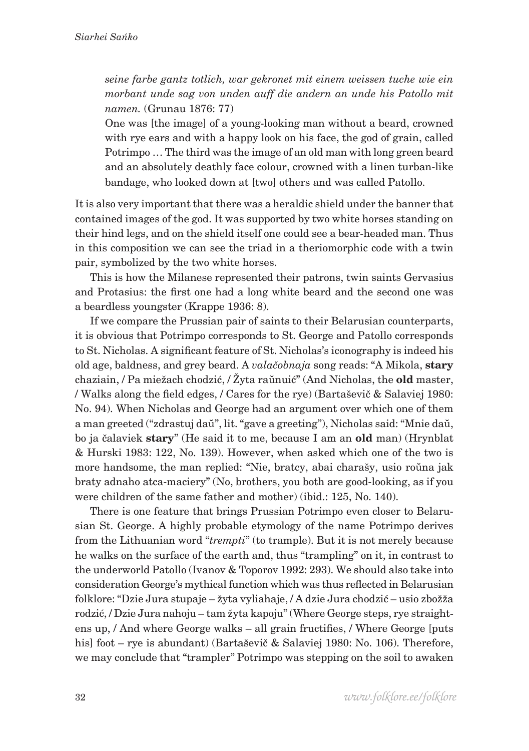*seine farbe gantz totlich, war gekronet mit einem weissen tuche wie ein morbant unde sag von unden auff die andern an unde his Patollo mit namen.* (Grunau 1876: 77)

One was [the image] of a young-looking man without a beard, crowned with rye ears and with a happy look on his face, the god of grain, called Potrimpo … The third was the image of an old man with long green beard and an absolutely deathly face colour, crowned with a linen turban-like bandage, who looked down at [two] others and was called Patollo.

It is also very important that there was a heraldic shield under the banner that contained images of the god. It was supported by two white horses standing on their hind legs, and on the shield itself one could see a bear-headed man. Thus in this composition we can see the triad in a theriomorphic code with a twin pair, symbolized by the two white horses.

This is how the Milanese represented their patrons, twin saints Gervasius and Protasius: the first one had a long white beard and the second one was a beardless youngster (Krappe 1936: 8).

If we compare the Prussian pair of saints to their Belarusian counterparts, it is obvious that Potrimpo corresponds to St. George and Patollo corresponds to St. Nicholas. A significant feature of St. Nicholas's iconography is indeed his old age, baldness, and grey beard. A *valačobnaja* song reads: "A Mikola, **stary** chaziain, / Pa miežach chodzić, / Žyta raŭnuić" (And Nicholas, the **old** master, / Walks along the field edges, / Cares for the rye) (Bartaševič & Salaviej 1980: No. 94). When Nicholas and George had an argument over which one of them a man greeted ("zdrastuj daŭ", lit. "gave a greeting"), Nicholas said: "Mnie daŭ, bo ja čalaviek **stary**" (He said it to me, because I am an **old** man) (Hrynblat & Hurski 1983: 122, No. 139). However, when asked which one of the two is more handsome, the man replied: "Nie, bratcy, abai charašy, usio roŭna jak braty adnaho atca-maciery" (No, brothers, you both are good-looking, as if you were children of the same father and mother) (ibid.: 125, No. 140).

There is one feature that brings Prussian Potrimpo even closer to Belarusian St. George. A highly probable etymology of the name Potrimpo derives from the Lithuanian word "*trempti*" (to trample). But it is not merely because he walks on the surface of the earth and, thus "trampling" on it, in contrast to the underworld Patollo (Ivanov & Toporov 1992: 293). We should also take into consideration George's mythical function which was thus reflected in Belarusian folklore: "Dzie Jura stupaje – žyta vyliahaje, / A dzie Jura chodzić – usio zbožža rodzić, / Dzie Jura nahoju – tam žyta kapoju" (Where George steps, rye straightens up, / And where George walks – all grain fructifies, / Where George [puts his] foot – rye is abundant) (Bartaševič & Salaviej 1980: No. 106). Therefore, we may conclude that "trampler" Potrimpo was stepping on the soil to awaken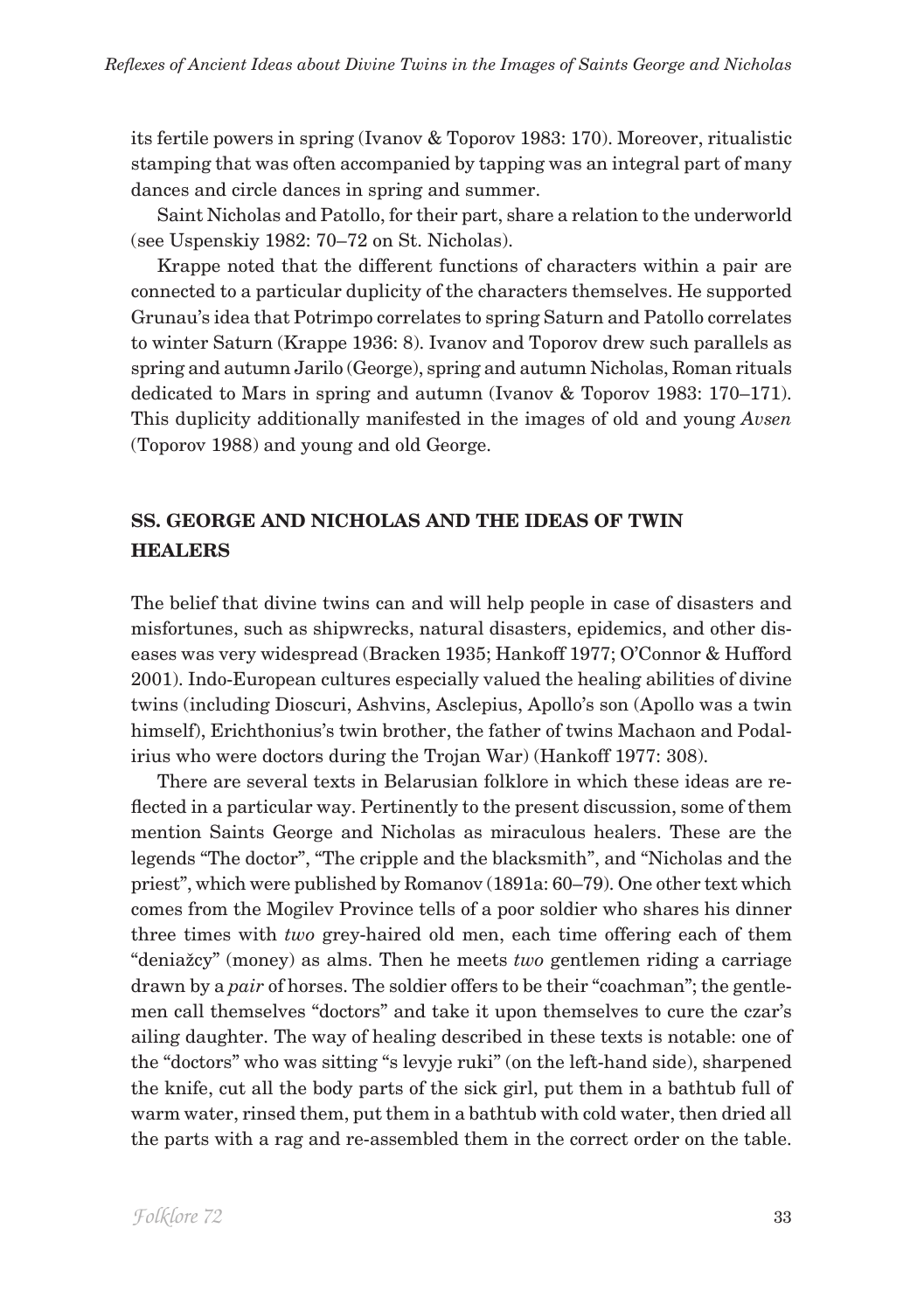its fertile powers in spring (Ivanov & Toporov 1983: 170). Moreover, ritualistic stamping that was often accompanied by tapping was an integral part of many dances and circle dances in spring and summer.

Saint Nicholas and Patollo, for their part, share a relation to the underworld (see Uspenskiy 1982: 70–72 on St. Nicholas).

Krappe noted that the different functions of characters within a pair are connected to a particular duplicity of the characters themselves. He supported Grunau's idea that Potrimpo correlates to spring Saturn and Patollo correlates to winter Saturn (Krappe 1936: 8). Ivanov and Toporov drew such parallels as spring and autumn Jarilo (George), spring and autumn Nicholas, Roman rituals dedicated to Mars in spring and autumn (Ivanov & Toporov 1983: 170–171). This duplicity additionally manifested in the images of old and young *Avsen* (Toporov 1988) and young and old George.

## SS. GEORGE AND NICHOLAS AND THE IDEAS OF TWIN HEALERS

The belief that divine twins can and will help people in case of disasters and misfortunes, such as shipwrecks, natural disasters, epidemics, and other diseases was very widespread (Bracken 1935; Hankoff 1977; O'Connor & Hufford 2001). Indo-European cultures especially valued the healing abilities of divine twins (including Dioscuri, Ashvins, Asclepius, Apollo's son (Apollo was a twin himself), Erichthonius's twin brother, the father of twins Machaon and Podalirius who were doctors during the Trojan War) (Hankoff 1977: 308).

There are several texts in Belarusian folklore in which these ideas are reflected in a particular way. Pertinently to the present discussion, some of them mention Saints George and Nicholas as miraculous healers. These are the legends "The doctor", "The cripple and the blacksmith", and "Nicholas and the priest", which were published by Romanov (1891a: 60–79). One other text which comes from the Mogilev Province tells of a poor soldier who shares his dinner three times with *two* grey-haired old men, each time offering each of them "deniažcy" (money) as alms. Then he meets *two* gentlemen riding a carriage drawn by a *pair* of horses. The soldier offers to be their "coachman"; the gentlemen call themselves "doctors" and take it upon themselves to cure the czar's ailing daughter. The way of healing described in these texts is notable: one of the "doctors" who was sitting "s levyje ruki" (on the left-hand side), sharpened the knife, cut all the body parts of the sick girl, put them in a bathtub full of warm water, rinsed them, put them in a bathtub with cold water, then dried all the parts with a rag and re-assembled them in the correct order on the table.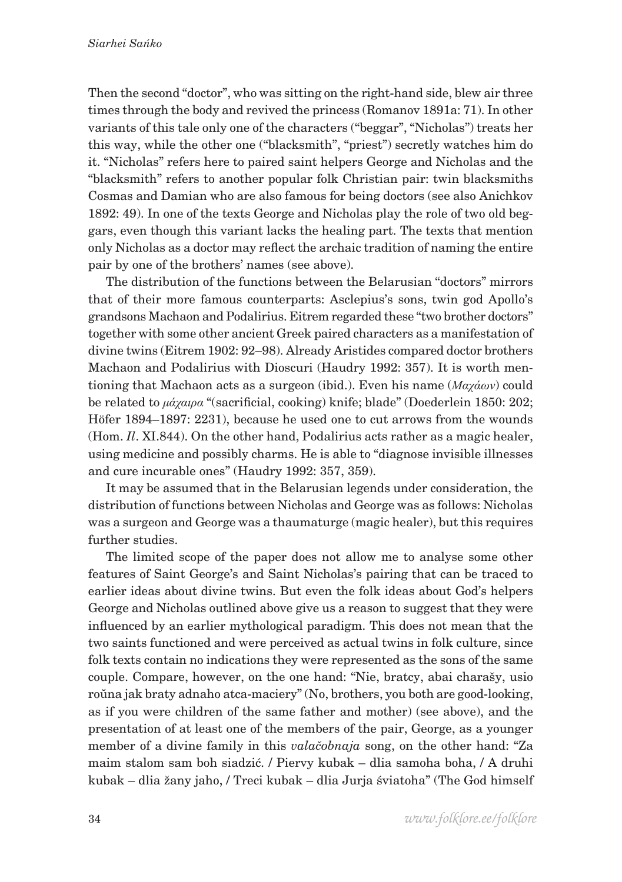Then the second "doctor", who was sitting on the right-hand side, blew air three times through the body and revived the princess (Romanov 1891a: 71). In other variants of this tale only one of the characters ("beggar", "Nicholas") treats her this way, while the other one ("blacksmith", "priest") secretly watches him do it. "Nicholas" refers here to paired saint helpers George and Nicholas and the "blacksmith" refers to another popular folk Christian pair: twin blacksmiths Cosmas and Damian who are also famous for being doctors (see also Anichkov 1892: 49). In one of the texts George and Nicholas play the role of two old beggars, even though this variant lacks the healing part. The texts that mention only Nicholas as a doctor may reflect the archaic tradition of naming the entire pair by one of the brothers' names (see above).

The distribution of the functions between the Belarusian "doctors" mirrors that of their more famous counterparts: Asclepius's sons, twin god Apollo's grandsons Machaon and Podalirius. Eitrem regarded these "two brother doctors" together with some other ancient Greek paired characters as a manifestation of divine twins (Eitrem 1902: 92–98). Already Aristides compared doctor brothers Machaon and Podalirius with Dioscuri (Haudry 1992: 357). It is worth mentioning that Machaon acts as a surgeon (ibid.). Even his name (*Μαχάων*) could be related to *μάχαιρα* "(sacrificial, cooking) knife; blade" (Doederlein 1850: 202; Höfer 1894–1897: 2231), because he used one to cut arrows from the wounds (Hom. *Il*. XI.844). On the other hand, Podalirius acts rather as a magic healer, using medicine and possibly charms. He is able to "diagnose invisible illnesses and cure incurable ones" (Haudry 1992: 357, 359).

It may be assumed that in the Belarusian legends under consideration, the distribution of functions between Nicholas and George was as follows: Nicholas was a surgeon and George was a thaumaturge (magic healer), but this requires further studies.

The limited scope of the paper does not allow me to analyse some other features of Saint George's and Saint Nicholas's pairing that can be traced to earlier ideas about divine twins. But even the folk ideas about God's helpers George and Nicholas outlined above give us a reason to suggest that they were influenced by an earlier mythological paradigm. This does not mean that the two saints functioned and were perceived as actual twins in folk culture, since folk texts contain no indications they were represented as the sons of the same couple. Compare, however, on the one hand: "Nie, bratcy, abai charašy, usio roŭna jak braty adnaho atca-maciery" (No, brothers, you both are good-looking, as if you were children of the same father and mother) (see above), and the presentation of at least one of the members of the pair, George, as a younger member of a divine family in this *valačobnaja* song, on the other hand: "Za maim stalom sam boh siadzić. / Piervy kubak – dlia samoha boha, / A druhi kubak – dlia žany jaho, / Treci kubak – dlia Jurja śviatoha" (The God himself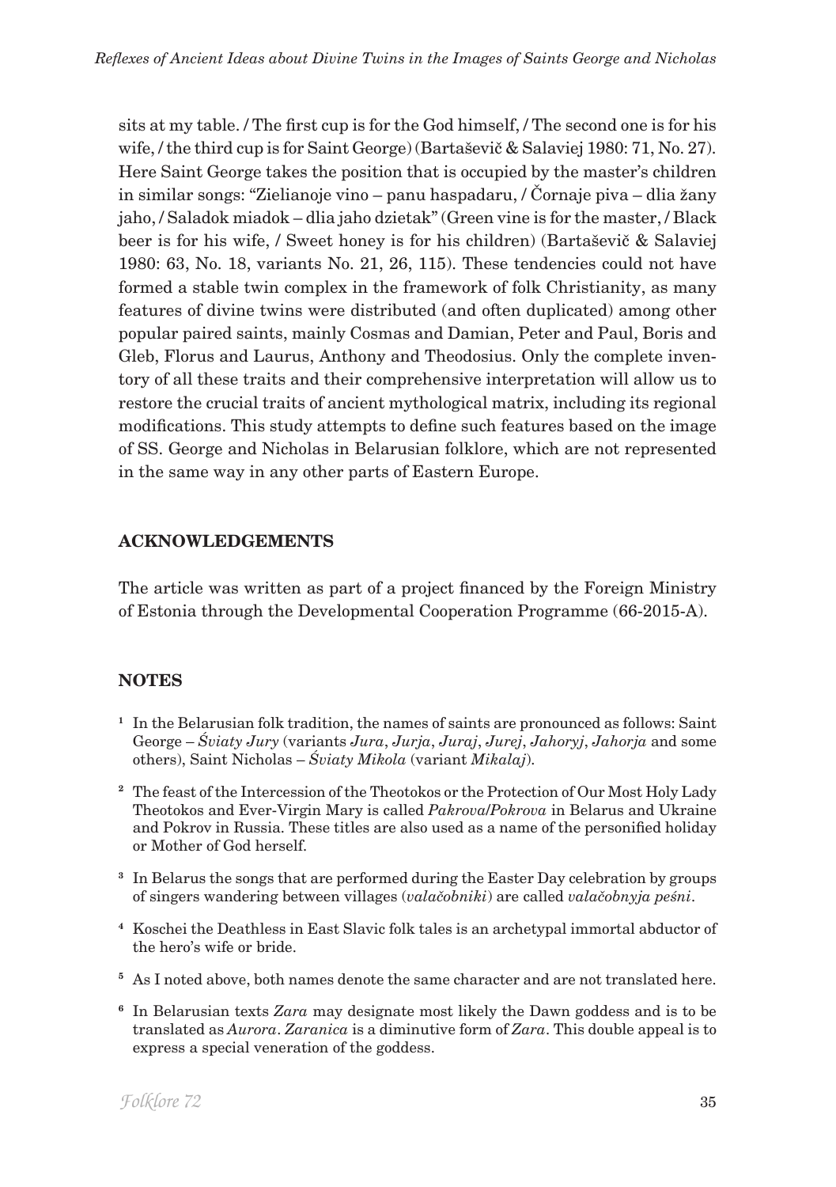sits at my table. / The first cup is for the God himself, / The second one is for his wife, / the third cup is for Saint George) (Bartaševič & Salaviej 1980: 71, No. 27). Here Saint George takes the position that is occupied by the master's children in similar songs: "Zielianoje vino – panu haspadaru, / Čornaje piva – dlia žany jaho, / Saladok miadok – dlia jaho dzietak" (Green vine is for the master, / Black beer is for his wife, / Sweet honey is for his children) (Bartaševič & Salaviej 1980: 63, No. 18, variants No. 21, 26, 115). These tendencies could not have formed a stable twin complex in the framework of folk Christianity, as many features of divine twins were distributed (and often duplicated) among other popular paired saints, mainly Cosmas and Damian, Peter and Paul, Boris and Gleb, Florus and Laurus, Anthony and Theodosius. Only the complete inventory of all these traits and their comprehensive interpretation will allow us to restore the crucial traits of ancient mythological matrix, including its regional modifications. This study attempts to define such features based on the image of SS. George and Nicholas in Belarusian folklore, which are not represented in the same way in any other parts of Eastern Europe.

## ACKNOWLEDGEMENTS

The article was written as part of a project financed by the Foreign Ministry of Estonia through the Developmental Cooperation Programme (66-2015-A).

## NOTES

1. In the Belarusian folk tradition, the names of saints are pronounced as follows: Saint George – *Śviaty Jury* (variants *Jura*, *Jurja*, *Juraj*, *Jurej*, *Jahoryj*, *Jahorja* and some others), Saint Nicholas – *Śviaty Mikola* (variant *Mikalaj*).
2. The feast of the Intercession of the Theotokos or the Protection of Our Most Holy Lady Theotokos and Ever-Virgin Mary is called *Pakrova/Pokrova* in Belarus and Ukraine and Pokrov in Russia. These titles are also used as a name of the personified holiday or Mother of God herself.
3. In Belarus the songs that are performed during the Easter Day celebration by groups of singers wandering between villages (*valačobniki*) are called *valačobnyja pieśni*.
4. Koschei the Deathless in East Slavic folk tales is an archetypal immortal abductor of the hero's wife or bride.
5. As I noted above, both names denote the same character and are not translated here.
6. In Belarusian texts *Zara* may designate most likely the Dawn goddess and is to be translated as *Aurora*. *Zaranica* is a diminutive form of *Zara*. This double appeal is to express a special veneration of the goddess.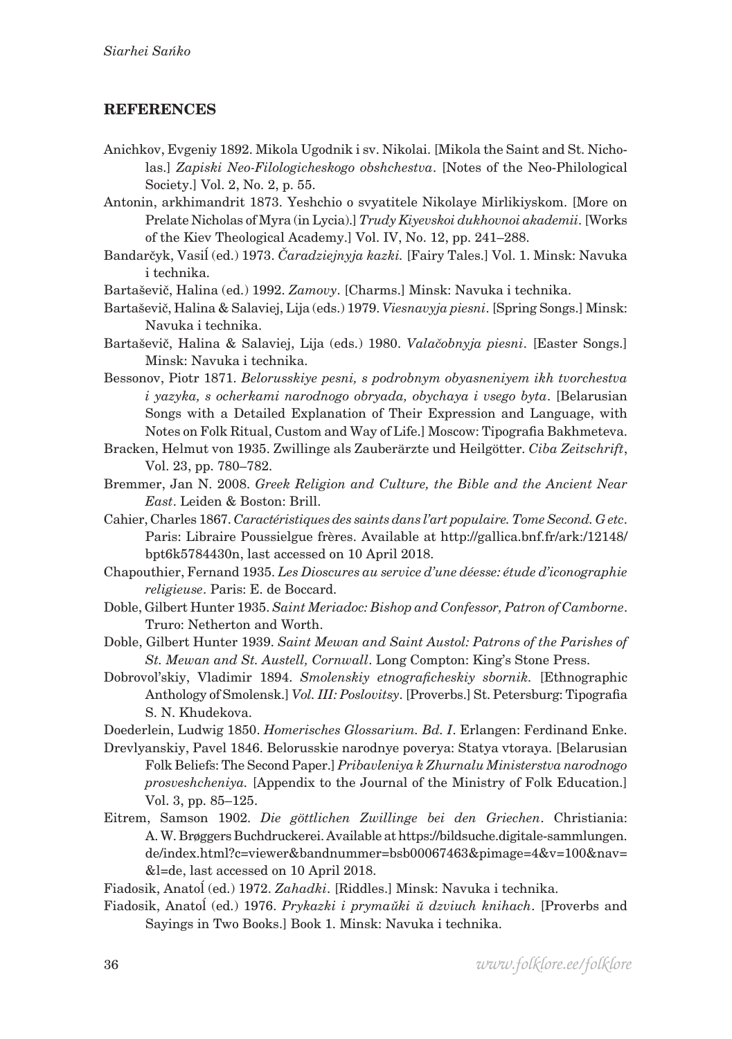## REFERENCES

Anichkov, Evgeniy 1892. Mikola Ugodnik i sv. Nikolai. [Mikola the Saint and St. Nicholas.] *Zapiski Neo-Filologicheskogo obshchestva*. [Notes of the Neo-Philological Society.] Vol. 2, No. 2, p. 55.

Antonin, arkhimandrit 1873. Yeshchio o svyatitele Nikolaye Mirlikiyskom. [More on Prelate Nicholas of Myra (in Lycia).] *Trudy Kiyevskoi dukhovnoi akademii*. [Works of the Kiev Theological Academy.] Vol. IV, No. 12, pp. 241–288.

Bandarčyk, Vasiĺ (ed.) 1973. *Čaradziejnyja kazki.* [Fairy Tales.] Vol. 1. Minsk: Navuka i technika.

Bartaševič, Halina (ed.) 1992. *Zamovy*. [Charms.] Minsk: Navuka i technika.

Bartaševič, Halina & Salaviej, Lija (eds.) 1979. *Viesnavyja piesni*. [Spring Songs.] Minsk: Navuka i technika.

Bartaševič, Halina & Salaviej, Lija (eds.) 1980. *Valačobnyja piesni*. [Easter Songs.] Minsk: Navuka i technika.

Bessonov, Piotr 1871. *Belorusskiye pesni, s podrobnym obyasneniyem ikh tvorchestva i yazyka, s ocherkami narodnogo obryada, obychaya i vsego byta*. [Belarusian Songs with a Detailed Explanation of Their Expression and Language, with Notes on Folk Ritual, Custom and Way of Life.] Moscow: Tipografia Bakhmeteva.

Bracken, Helmut von 1935. Zwillinge als Zauberärzte und Heilgötter. *Ciba Zeitschrift*, Vol. 23, pp. 780–782.

Bremmer, Jan N. 2008. *Greek Religion and Culture, the Bible and the Ancient Near East*. Leiden & Boston: Brill.

Cahier, Charles 1867. *Caractéristiques des saints dans l'art populaire. Tome Second. G etc*. Paris: Libraire Poussielgue frères. Available at http://gallica.bnf.fr/ark:/12148/bpt6k5784430n, last accessed on 10 April 2018.

Chapouthier, Fernand 1935. *Les Dioscures au service d'une déesse: étude d'iconographie religieuse*. Paris: E. de Boccard.

Doble, Gilbert Hunter 1935. *Saint Meriadoc: Bishop and Confessor, Patron of Camborne*. Truro: Netherton and Worth.

Doble, Gilbert Hunter 1939. *Saint Mewan and Saint Austol: Patrons of the Parishes of St. Mewan and St. Austell, Cornwall*. Long Compton: King's Stone Press.

Dobrovol'skiy, Vladimir 1894. *Smolenskiy etnograficheskiy sbornik.* [Ethnographic Anthology of Smolensk.] *Vol. III: Poslovitsy*. [Proverbs.] St. Petersburg: Tipografia S. N. Khudekova.

Doederlein, Ludwig 1850. *Homerisches Glossarium. Bd. I*. Erlangen: Ferdinand Enke.

Drevlyanskiy, Pavel 1846. Belorusskie narodnye poverya: Statya vtoraya. [Belarusian Folk Beliefs: The Second Paper.] *Pribavleniya k Zhurnalu Ministerstva narodnogo prosveshcheniya.* [Appendix to the Journal of the Ministry of Folk Education.] Vol. 3, pp. 85–125.

Eitrem, Samson 1902. *Die göttlichen Zwillinge bei den Griechen*. Christiania: A. W. Brøggers Buchdruckerei. Available at https://bildsuche.digitale-sammlungen.de/index.html?c=viewer&bandnummer=bsb00067463&pimage=4&v=100&nav=&l=de, last accessed on 10 April 2018.

Fiadosik, Anatoĺ (ed.) 1972. *Zahadki*. [Riddles.] Minsk: Navuka i technika.

Fiadosik, Anatoĺ (ed.) 1976. *Prykazki i prymaŭki ŭ dzviuch knihach*. [Proverbs and Sayings in Two Books.] Book 1. Minsk: Navuka i technika.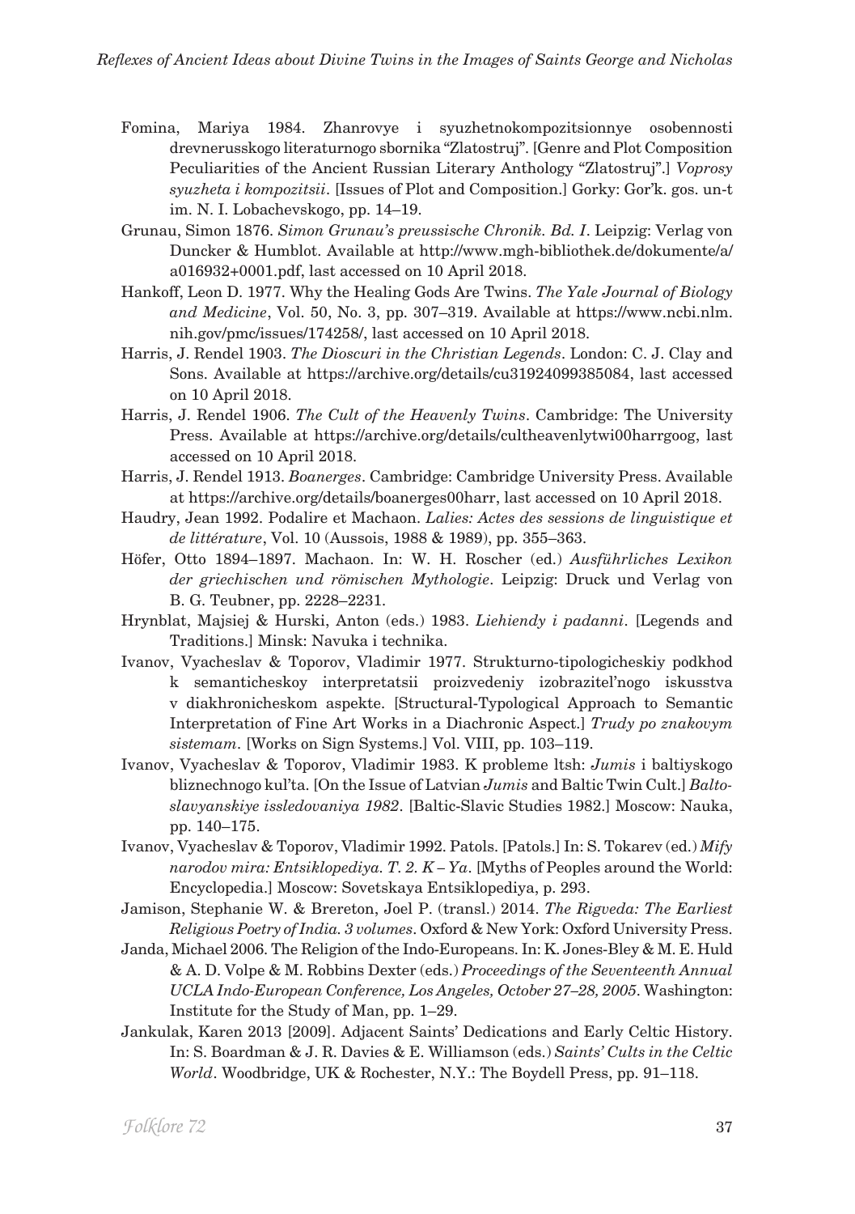Fomina, Mariya 1984. Zhanrovye i syuzhetnokompozitsionnye osobennosti drevnerusskogo literaturnogo sbornika "Zlatostruj". [Genre and Plot Composition Peculiarities of the Ancient Russian Literary Anthology "Zlatostruj".] *Voprosy syuzheta i kompozitsii*. [Issues of Plot and Composition.] Gorky: Gor'k. gos. un-t im. N. I. Lobachevskogo, pp. 14–19.

Grunau, Simon 1876. *Simon Grunau's preussische Chronik. Bd. I*. Leipzig: Verlag von Duncker & Humblot. Available at http://www.mgh-bibliothek.de/dokumente/a/a016932+0001.pdf, last accessed on 10 April 2018.

Hankoff, Leon D. 1977. Why the Healing Gods Are Twins. *The Yale Journal of Biology and Medicine*, Vol. 50, No. 3, pp. 307–319. Available at https://www.ncbi.nlm.nih.gov/pmc/issues/174258/, last accessed on 10 April 2018.

Harris, J. Rendel 1903. *The Dioscuri in the Christian Legends*. London: C. J. Clay and Sons. Available at https://archive.org/details/cu31924099385084, last accessed on 10 April 2018.

Harris, J. Rendel 1906. *The Cult of the Heavenly Twins*. Cambridge: The University Press. Available at https://archive.org/details/cultheavenlytwi00harrgoog, last accessed on 10 April 2018.

Harris, J. Rendel 1913. *Boanerges*. Cambridge: Cambridge University Press. Available at https://archive.org/details/boanerges00harr, last accessed on 10 April 2018.

Haudry, Jean 1992. Podalire et Machaon. *Lalies: Actes des sessions de linguistique et de littérature*, Vol. 10 (Aussois, 1988 & 1989), pp. 355–363.

Höfer, Otto 1894–1897. Machaon. In: W. H. Roscher (ed.) *Ausführliches Lexikon der griechischen und römischen Mythologie*. Leipzig: Druck und Verlag von B. G. Teubner, pp. 2228–2231.

Hrynblat, Majsiej & Hurski, Anton (eds.) 1983. *Liehiendy i padanni*. [Legends and Traditions.] Minsk: Navuka i technika.

Ivanov, Vyacheslav & Toporov, Vladimir 1977. Strukturno-tipologicheskiy podkhod k semanticheskoy interpretatsii proizvedeniy izobrazitel'nogo iskusstva v diakhronicheskom aspekte. [Structural-Typological Approach to Semantic Interpretation of Fine Art Works in a Diachronic Aspect.] *Trudy po znakovym sistemam*. [Works on Sign Systems.] Vol. VIII, pp. 103–119.

Ivanov, Vyacheslav & Toporov, Vladimir 1983. K probleme ltsh: *Jumis* i baltiyskogo bliznechnogo kul'ta. [On the Issue of Latvian *Jumis* and Baltic Twin Cult.] *Balto-slavyanskiye issledovaniya 1982*. [Baltic-Slavic Studies 1982.] Moscow: Nauka, pp. 140–175.

Ivanov, Vyacheslav & Toporov, Vladimir 1992. Patols. [Patols.] In: S. Tokarev (ed.) *Mify narodov mira: Entsiklopediya. T. 2. K – Ya*. [Myths of Peoples around the World: Encyclopedia.] Moscow: Sovetskaya Entsiklopediya, p. 293.

Jamison, Stephanie W. & Brereton, Joel P. (transl.) 2014. *The Rigveda: The Earliest Religious Poetry of India. 3 volumes*. Oxford & New York: Oxford University Press.

Janda, Michael 2006. The Religion of the Indo-Europeans. In: K. Jones-Bley & M. E. Huld & A. D. Volpe & M. Robbins Dexter (eds.) *Proceedings of the Seventeenth Annual UCLA Indo-European Conference, Los Angeles, October 27–28, 2005*. Washington: Institute for the Study of Man, pp. 1–29.

Jankulak, Karen 2013 [2009]. Adjacent Saints' Dedications and Early Celtic History. In: S. Boardman & J. R. Davies & E. Williamson (eds.) *Saints' Cults in the Celtic World*. Woodbridge, UK & Rochester, N.Y.: The Boydell Press, pp. 91–118.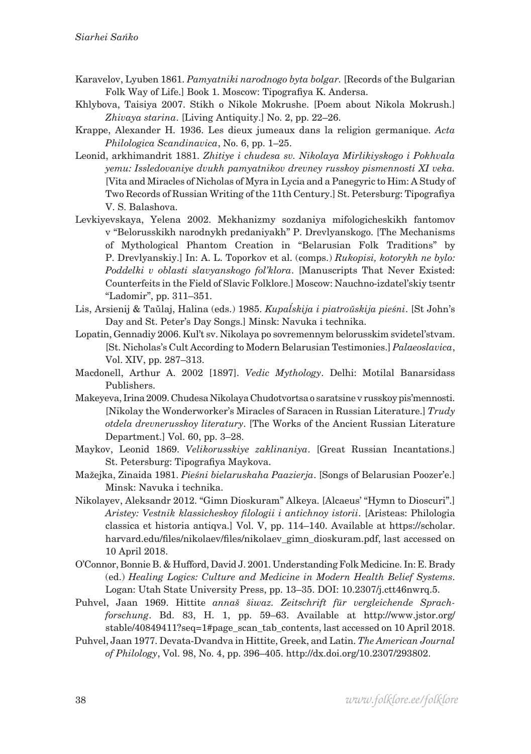Karavelov, Lyuben 1861. *Pamyatniki narodnogo byta bolgar.* [Records of the Bulgarian Folk Way of Life.] Book 1. Moscow: Tipografiya K. Andersa.

Khlybova, Taisiya 2007. Stikh o Nikole Mokrushe. [Poem about Nikola Mokrush.] *Zhivaya starina.* [Living Antiquity.] No. 2, pp. 22–26.

Krappe, Alexander H. 1936. Les dieux jumeaux dans la religion germanique. *Acta Philologica Scandinavica*, No. 6, pp. 1–25.

Leonid, arkhimandrit 1881. *Zhitiye i chudesa sv. Nikolaya Mirlikiyskogo i Pokhvala yemu: Issledovaniye dvukh pamyatnikov drevney russkoy pismennosti XI veka.* [Vita and Miracles of Nicholas of Myra in Lycia and a Panegyric to Him: A Study of Two Records of Russian Writing of the 11th Century.] St. Petersburg: Tipografiya V. S. Balashova.

Levkiyevskaya, Yelena 2002. Mekhanizmy sozdaniya mifologicheskikh fantomov v "Belorusskikh narodnykh predaniyakh" P. Drevlyanskogo. [The Mechanisms of Mythological Phantom Creation in "Belarusian Folk Traditions" by P. Drevlyanskiy.] In: A. L. Toporkov et al. (comps.) *Rukopisi, kotorykh ne bylo: Poddelki v oblasti slavyanskogo fol'klora*. [Manuscripts That Never Existed: Counterfeits in the Field of Slavic Folklore.] Moscow: Nauchno-izdatel'skiy tsentr "Ladomir", pp. 311–351.

Lis, Arsienij & Taŭlaj, Halina (eds.) 1985. *Kupaĺskija i piatroŭskija pieśni*. [St John's Day and St. Peter's Day Songs.] Minsk: Navuka i technika.

Lopatin, Gennadiy 2006. Kul't sv. Nikolaya po sovremennym belorusskim svidetel'stvam. [St. Nicholas's Cult According to Modern Belarusian Testimonies.] *Palaeoslavica*, Vol. XIV, pp. 287–313.

Macdonell, Arthur A. 2002 [1897]. *Vedic Mythology*. Delhi: Motilal Banarsidass Publishers.

Makeyeva, Irina 2009. Chudesa Nikolaya Chudotvortsa o saratsine v russkoy pis'mennosti. [Nikolay the Wonderworker's Miracles of Saracen in Russian Literature.] *Trudy otdela drevnerusskoy literatury*. [The Works of the Ancient Russian Literature Department.] Vol. 60, pp. 3–28.

Maykov, Leonid 1869. *Velikorusskiye zaklinaniya*. [Great Russian Incantations.] St. Petersburg: Tipografiya Maykova.

Mažejka, Zinaida 1981. *Pieśni bielaruskaha Paazierja*. [Songs of Belarusian Poozer'e.] Minsk: Navuka i technika.

Nikolayev, Aleksandr 2012. "Gimn Dioskuram" Alkeya. [Alcaeus' "Hymn to Dioscuri".] *Aristey: Vestnik klassicheskoy filologii i antichnoy istorii*. [Aristeas: Philologia classica et historia antiqva.] Vol. V, pp. 114–140. Available at https://scholar.harvard.edu/files/nikolaev/files/nikolaev_gimn_dioskuram.pdf, last accessed on 10 April 2018.

O'Connor, Bonnie B. & Hufford, David J. 2001. Understanding Folk Medicine. In: E. Brady (ed.) *Healing Logics: Culture and Medicine in Modern Health Belief Systems*. Logan: Utah State University Press, pp. 13–35. DOI: 10.2307/j.ctt46nwrq.5.

Puhvel, Jaan 1969. Hittite *annaš šiwaz*. *Zeitschrift für vergleichende Sprachforschung*. Bd. 83, H. 1, pp. 59–63. Available at http://www.jstor.org/stable/40849411?seq=1#page_scan_tab_contents, last accessed on 10 April 2018.

Puhvel, Jaan 1977. Devata-Dvandva in Hittite, Greek, and Latin. *The American Journal of Philology*, Vol. 98, No. 4, pp. 396–405. http://dx.doi.org/10.2307/293802.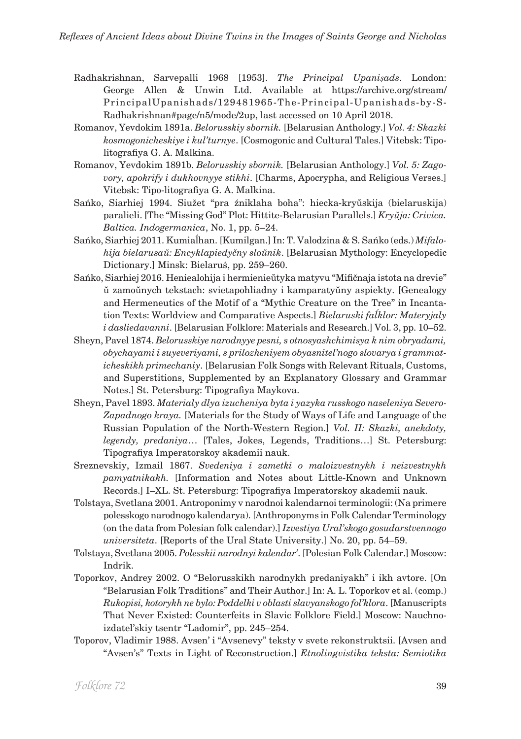Radhakrishnan, Sarvepalli 1968 [1953]. *The Principal Upaniṣads*. London: George Allen & Unwin Ltd. Available at https://archive.org/stream/PrincipalUpanishads/129481965-The-Principal-Upanishads-by-S-Radhakrishnan#page/n5/mode/2up, last accessed on 10 April 2018.

Romanov, Yevdokim 1891a. *Belorusskiy sbornik.* [Belarusian Anthology.] *Vol. 4: Skazki kosmogonicheskiye i kul'turnye*. [Cosmogonic and Cultural Tales.] Vitebsk: Tipo-litografiya G. A. Malkina.

Romanov, Yevdokim 1891b. *Belorusskiy sbornik.* [Belarusian Anthology.] *Vol. 5: Zagovory, apokrify i dukhovnyye stikhi*. [Charms, Apocrypha, and Religious Verses.] Vitebsk: Tipo-litografiya G. A. Malkina.

Sańko, Siarhiej 1994. Siužet "pra źniklaha boha": hiecka-kryŭskija (bielaruskija) paralieli. [The "Missing God" Plot: Hittite-Belarusian Parallels.] *Kryŭja: Crivica. Baltica. Indogermanica*, No. 1, pp. 5–24.

Sańko, Siarhiej 2011. Kumiaĺhan. [Kumilgan.] In: T. Valodzina & S. Sańko (eds.) *Mifalohija bielarusaŭ: Encyklapiedyčny sloŭnik*. [Belarusian Mythology: Encyclopedic Dictionary.] Minsk: Bielaruś, pp. 259–260.

Sańko, Siarhiej 2016. Heniealohija i hermienieŭtyka matyvu "Mifičnaja istota na drevie" ŭ zamoŭnych tekstach: svietapohliadny i kamparatyŭny aspiekty. [Genealogy and Hermeneutics of the Motif of a "Mythic Creature on the Tree" in Incantation Texts: Worldview and Comparative Aspects.] *Bielaruski faĺklor: Materyjaly i dasliedavanni*. [Belarusian Folklore: Materials and Research.] Vol. 3, pp. 10–52.

Sheyn, Pavel 1874. *Belorusskiye narodnyye pesni, s otnosyashchimisya k nim obryadami, obychayami i suyeveriyami, s prilozheniyem obyasnitel'nogo slovarya i grammaticheskikh primechaniy*. [Belarusian Folk Songs with Relevant Rituals, Customs, and Superstitions, Supplemented by an Explanatory Glossary and Grammar Notes.] St. Petersburg: Tipografiya Maykova.

Sheyn, Pavel 1893. *Materialy dlya izucheniya byta i yazyka russkogo naseleniya Severo-Zapadnogo kraya.* [Materials for the Study of Ways of Life and Language of the Russian Population of the North-Western Region.] *Vol. II: Skazki, anekdoty, legendy, predaniya…* [Tales, Jokes, Legends, Traditions…] St. Petersburg: Tipografiya Imperatorskoy akademii nauk.

Sreznevskiy, Izmail 1867. *Svedeniya i zametki o maloizvestnykh i neizvestnykh pamyatnikakh.* [Information and Notes about Little-Known and Unknown Records.] I–XL. St. Petersburg: Tipografiya Imperatorskoy akademii nauk.

Tolstaya, Svetlana 2001. Antroponimy v narodnoi kalendarnoi terminologii: (Na primere polesskogo narodnogo kalendarya). [Anthroponyms in Folk Calendar Terminology (on the data from Polesian folk calendar).] *Izvestiya Ural'skogo gosudarstvennogo universiteta*. [Reports of the Ural State University.] No. 20, pp. 54–59.

Tolstaya, Svetlana 2005. *Polesskii narodnyi kalendar'*. [Polesian Folk Calendar.] Moscow: Indrik.

Toporkov, Andrey 2002. O "Belorusskikh narodnykh predaniyakh" i ikh avtore. [On "Belarusian Folk Traditions" and Their Author.] In: A. L. Toporkov et al. (comp.) *Rukopisi, kotorykh ne bylo: Poddelki v oblasti slavyanskogo fol'klora*. [Manuscripts That Never Existed: Counterfeits in Slavic Folklore Field.] Moscow: Nauchno-izdatel'skiy tsentr "Ladomir", pp. 245–254.

Toporov, Vladimir 1988. Avsen' i "Avsenevy" teksty v svete rekonstruktsii. [Avsen and "Avsen's" Texts in Light of Reconstruction.] *Etnolingvistika teksta: Semiotika*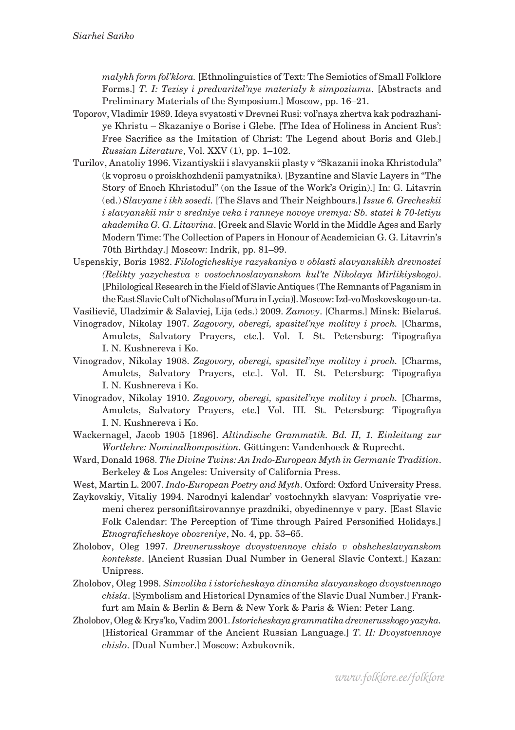*malykh form fol'klora.* [Ethnolinguistics of Text: The Semiotics of Small Folklore Forms.] *T. I: Tezisy i predvaritel'nye materialy k simpoziumu*. [Abstracts and Preliminary Materials of the Symposium.] Moscow, pp. 16–21.

Toporov, Vladimir 1989. Ideya svyatosti v Drevnei Rusi: vol'naya zhertva kak podrazhaniye Khristu – Skazaniye o Borise i Glebe. [The Idea of Holiness in Ancient Rus': Free Sacrifice as the Imitation of Christ: The Legend about Boris and Gleb.] *Russian Literature*, Vol. XXV (1), pp. 1–102.

Turilov, Anatoliy 1996. Vizantiyskii i slavyanskii plasty v "Skazanii inoka Khristodula" (k voprosu o proiskhozhdenii pamyatnika). [Byzantine and Slavic Layers in "The Story of Enoch Khristodul" (on the Issue of the Work's Origin).] In: G. Litavrin (ed.) *Slavyane i ikh sosedi.* [The Slavs and Their Neighbours.] *Issue 6. Grecheskii i slavyanskii mir v sredniye veka i ranneye novoye vremya: Sb. statei k 70-letiyu akademika G. G. Litavrina*. [Greek and Slavic World in the Middle Ages and Early Modern Time: The Collection of Papers in Honour of Academician G. G. Litavrin's 70th Birthday.] Moscow: Indrik, pp. 81–99.

Uspenskiy, Boris 1982. *Filologicheskiye razyskaniya v oblasti slavyanskikh drevnostei (Relikty yazychestva v vostochnoslavyanskom kul'te Nikolaya Mirlikiyskogo)*. [Philological Research in the Field of Slavic Antiques (The Remnants of Paganism in the East Slavic Cult of Nicholas of Mura in Lycia)]. Moscow: Izd-vo Moskovskogo un-ta.

Vasilievič, Uladzimir & Salaviej, Lija (eds.) 2009. *Zamovy*. [Charms.] Minsk: Bielaruś.

Vinogradov, Nikolay 1907. *Zagovory, oberegi, spasitel'nye molitvy i proch.* [Charms, Amulets, Salvatory Prayers, etc.]. Vol. I. St. Petersburg: Tipografiya I. N. Kushnereva i Ko.

Vinogradov, Nikolay 1908. *Zagovory, oberegi, spasitel'nye molitvy i proch.* [Charms, Amulets, Salvatory Prayers, etc.]. Vol. II. St. Petersburg: Tipografiya I. N. Kushnereva i Ko.

Vinogradov, Nikolay 1910. *Zagovory, oberegi, spasitel'nye molitvy i proch.* [Charms, Amulets, Salvatory Prayers, etc.] Vol. III. St. Petersburg: Tipografiya I. N. Kushnereva i Ko.

Wackernagel, Jacob 1905 [1896]. *Altindische Grammatik. Bd. II, 1. Einleitung zur Wortlehre: Nominalkomposition.* Göttingen: Vandenhoeck & Ruprecht.

Ward, Donald 1968. *The Divine Twins: An Indo-European Myth in Germanic Tradition*. Berkeley & Los Angeles: University of California Press.

West, Martin L. 2007. *Indo-European Poetry and Myth*. Oxford: Oxford University Press.

Zaykovskiy, Vitaliy 1994. Narodnyi kalendar' vostochnykh slavyan: Vospriyatie vremeni cherez personifitsirovannye prazdniki, obyedinennye v pary. [East Slavic Folk Calendar: The Perception of Time through Paired Personified Holidays.] *Etnograficheskoye obozreniye*, No. 4, pp. 53–65.

Zholobov, Oleg 1997. *Drevnerusskoye dvoystvennoye chislo v obshcheslavyanskom kontekste*. [Ancient Russian Dual Number in General Slavic Context.] Kazan: Unipress.

Zholobov, Oleg 1998. *Simvolika i istoricheskaya dinamika slavyanskogo dvoystvennogo chisla*. [Symbolism and Historical Dynamics of the Slavic Dual Number.] Frankfurt am Main & Berlin & Bern & New York & Paris & Wien: Peter Lang.

Zholobov, Oleg & Krys'ko, Vadim 2001. *Istoricheskaya grammatika drevnerusskogo yazyka.* [Historical Grammar of the Ancient Russian Language.] *T. II: Dvoystvennoye chislo*. [Dual Number.] Moscow: Azbukovnik.